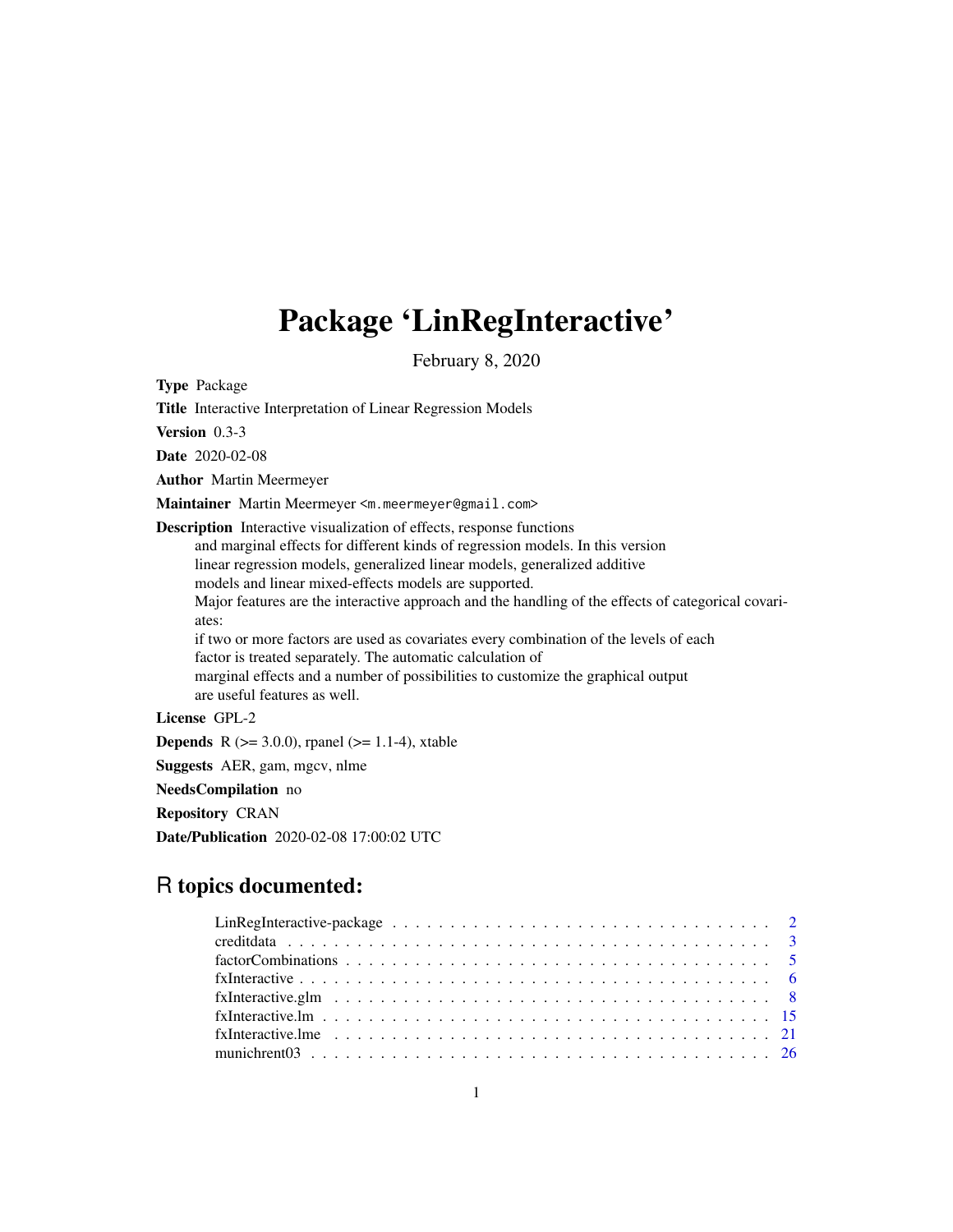# Package 'LinRegInteractive'

February 8, 2020

**Type** Package

**Title** Interactive Interpretation of Linear Regression Models

**Version** 0.3-3

**Date** 2020-02-08

**Author** Martin Meermeyer

**Maintainer** Martin Meermeyer <m.meermeyer@gmail.com>

**Description** Interactive visualization of effects, response functions and marginal effects for different kinds of regression models. In this version linear regression models, generalized linear models, generalized additive models and linear mixed-effects models are supported.
Major features are the interactive approach and the handling of the effects of categorical covariates:
if two or more factors are used as covariates every combination of the levels of each factor is treated separately. The automatic calculation of marginal effects and a number of possibilities to customize the graphical output are useful features as well.

**License** GPL-2

**Depends** R (>= 3.0.0), rpanel (>= 1.1-4), xtable

**Suggests** AER, gam, mgcv, nlme

**NeedsCompilation** no

**Repository** CRAN

**Date/Publication** 2020-02-08 17:00:02 UTC

## R topics documented:

- LinRegInteractive-package . . . . . . . . . . . . . . . . . . . . . . . . . . . . . . . . 2
- creditdata . . . . . . . . . . . . . . . . . . . . . . . . . . . . . . . . . . . . . . . . 3
- factorCombinations . . . . . . . . . . . . . . . . . . . . . . . . . . . . . . . . . . . 5
- fxInteractive . . . . . . . . . . . . . . . . . . . . . . . . . . . . . . . . . . . . . . 6
- fxInteractive.glm . . . . . . . . . . . . . . . . . . . . . . . . . . . . . . . . . . . . 8
- fxInteractive.lm . . . . . . . . . . . . . . . . . . . . . . . . . . . . . . . . . . . . 15
- fxInteractive.lme . . . . . . . . . . . . . . . . . . . . . . . . . . . . . . . . . . . . 21
- munichrent03 . . . . . . . . . . . . . . . . . . . . . . . . . . . . . . . . . . . . . . 26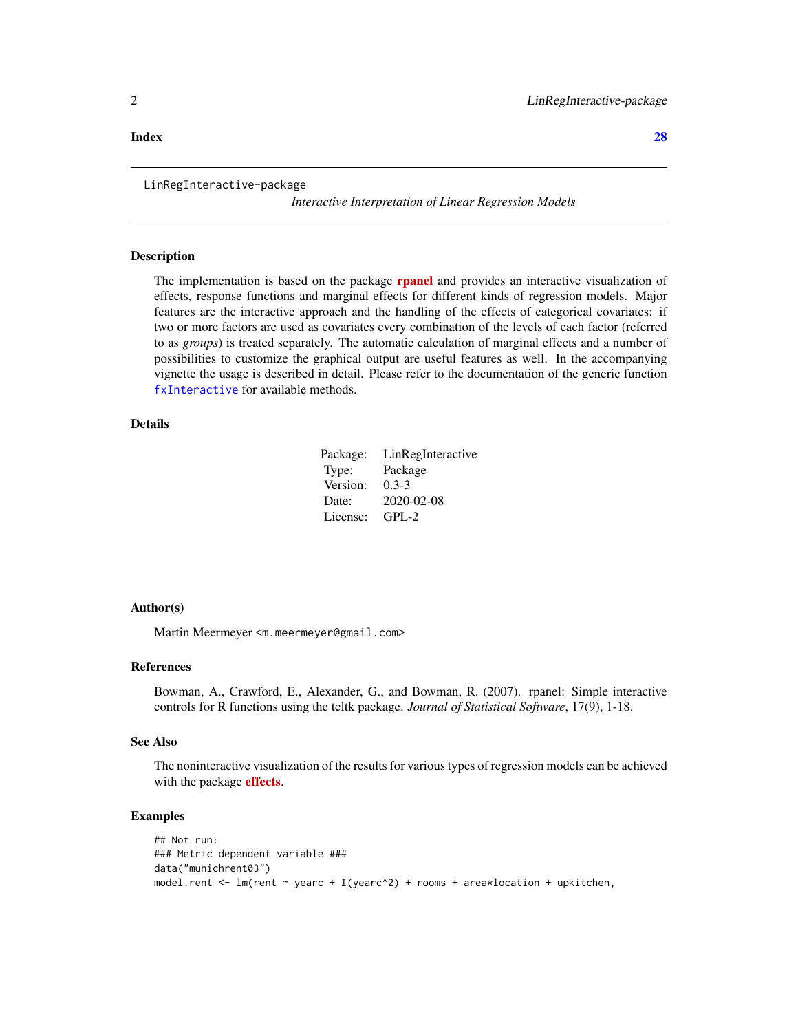**Index** **28**

---

LinRegInteractive-package

*Interactive Interpretation of Linear Regression Models*

---

## Description

The implementation is based on the package **rpanel** and provides an interactive visualization of effects, response functions and marginal effects for different kinds of regression models. Major features are the interactive approach and the handling of the effects of categorical covariates: if two or more factors are used as covariates every combination of the levels of each factor (referred to as *groups*) is treated separately. The automatic calculation of marginal effects and a number of possibilities to customize the graphical output are useful features as well. In the accompanying vignette the usage is described in detail. Please refer to the documentation of the generic function `fxInteractive` for available methods.

## Details

| | |
|---|---|
| Package: | LinRegInteractive |
| Type: | Package |
| Version: | 0.3-3 |
| Date: | 2020-02-08 |
| License: | GPL-2 |

## Author(s)

Martin Meermeyer <m.meermeyer@gmail.com>

## References

Bowman, A., Crawford, E., Alexander, G., and Bowman, R. (2007). rpanel: Simple interactive controls for R functions using the tcltk package. *Journal of Statistical Software*, 17(9), 1-18.

## See Also

The noninteractive visualization of the results for various types of regression models can be achieved with the package **effects**.

## Examples

```
## Not run:
### Metric dependent variable ###
data("munichrent03")
model.rent <- lm(rent ~ yearc + I(yearc^2) + rooms + area*location + upkitchen,
```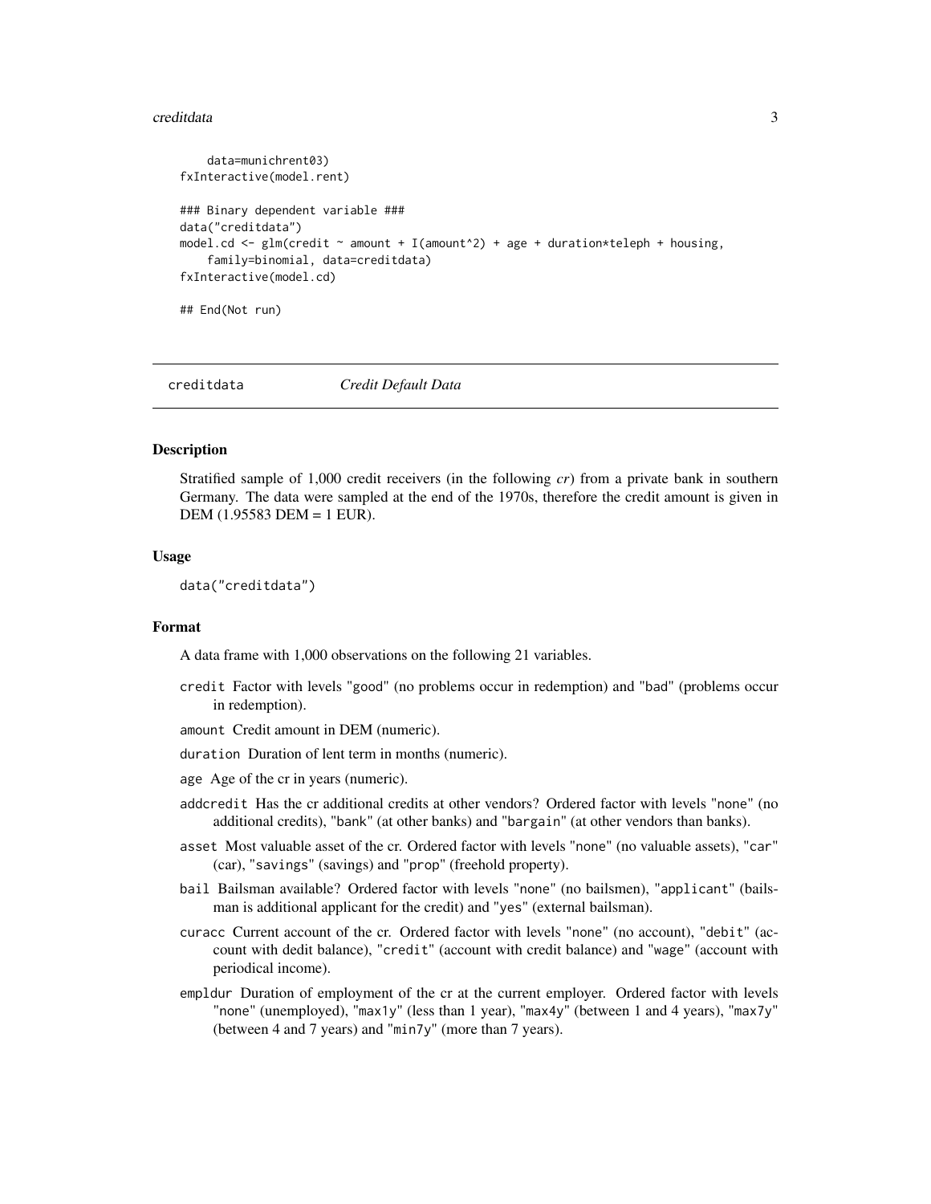```
    data=munichrent03)
fxInteractive(model.rent)

### Binary dependent variable ###
data("creditdata")
model.cd <- glm(credit ~ amount + I(amount^2) + age + duration*teleph + housing,
    family=binomial, data=creditdata)
fxInteractive(model.cd)

## End(Not run)
```

## creditdata — *Credit Default Data*

### Description

Stratified sample of 1,000 credit receivers (in the following *cr*) from a private bank in southern Germany. The data were sampled at the end of the 1970s, therefore the credit amount is given in DEM (1.95583 DEM = 1 EUR).

### Usage

```
data("creditdata")
```

### Format

A data frame with 1,000 observations on the following 21 variables.

- `credit` Factor with levels "good" (no problems occur in redemption) and "bad" (problems occur in redemption).
- `amount` Credit amount in DEM (numeric).
- `duration` Duration of lent term in months (numeric).
- `age` Age of the cr in years (numeric).
- `addcredit` Has the cr additional credits at other vendors? Ordered factor with levels "none" (no additional credits), "bank" (at other banks) and "bargain" (at other vendors than banks).
- `asset` Most valuable asset of the cr. Ordered factor with levels "none" (no valuable assets), "car" (car), "savings" (savings) and "prop" (freehold property).
- `bail` Bailsman available? Ordered factor with levels "none" (no bailsmen), "applicant" (bailsman is additional applicant for the credit) and "yes" (external bailsman).
- `curacc` Current account of the cr. Ordered factor with levels "none" (no account), "debit" (account with dedit balance), "credit" (account with credit balance) and "wage" (account with periodical income).
- `empldur` Duration of employment of the cr at the current employer. Ordered factor with levels "none" (unemployed), "max1y" (less than 1 year), "max4y" (between 1 and 4 years), "max7y" (between 4 and 7 years) and "min7y" (more than 7 years).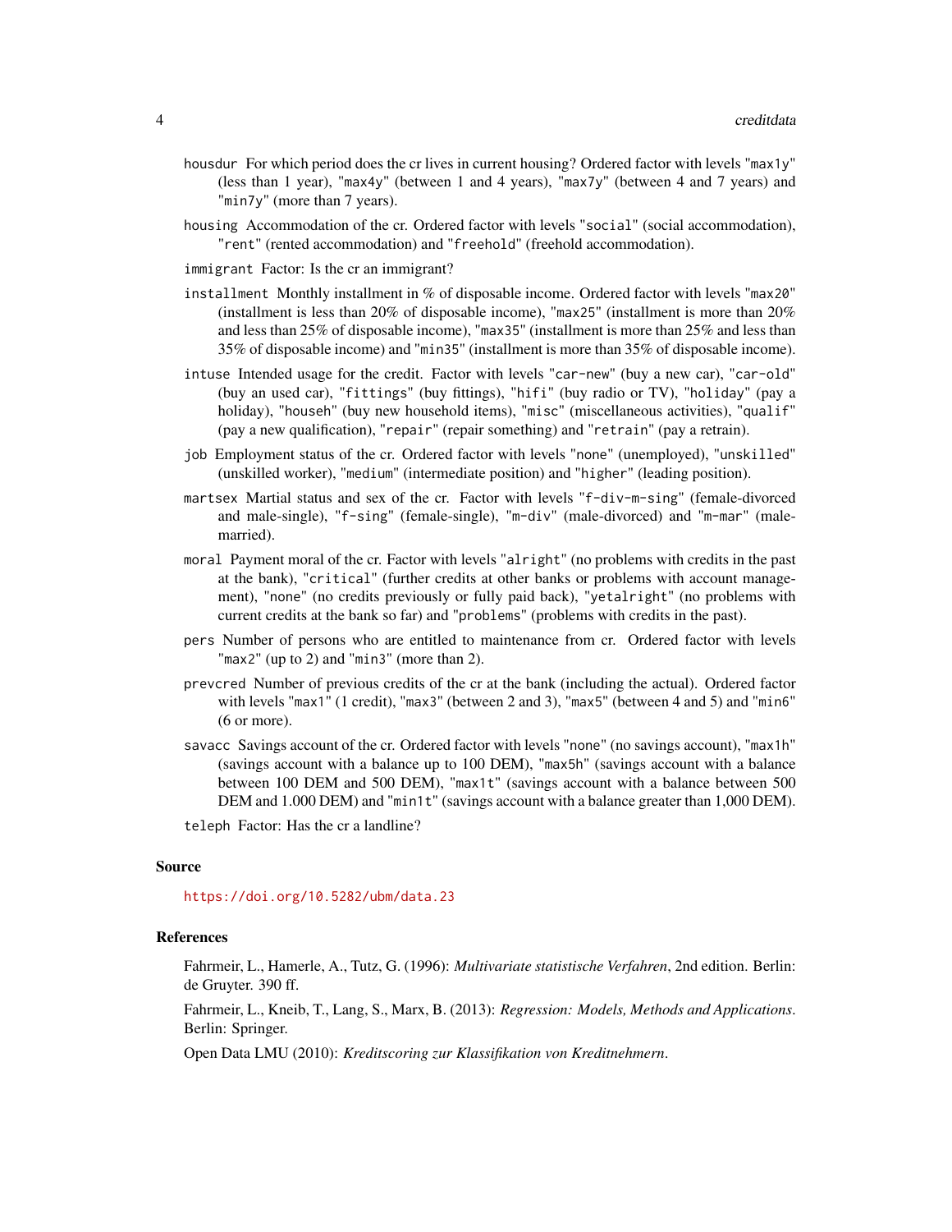`housdur` For which period does the cr lives in current housing? Ordered factor with levels "`max1y`" (less than 1 year), "`max4y`" (between 1 and 4 years), "`max7y`" (between 4 and 7 years) and "`min7y`" (more than 7 years).

`housing` Accommodation of the cr. Ordered factor with levels "`social`" (social accommodation), "`rent`" (rented accommodation) and "`freehold`" (freehold accommodation).

`immigrant` Factor: Is the cr an immigrant?

`installment` Monthly installment in % of disposable income. Ordered factor with levels "`max20`" (installment is less than 20% of disposable income), "`max25`" (installment is more than 20% and less than 25% of disposable income), "`max35`" (installment is more than 25% and less than 35% of disposable income) and "`min35`" (installment is more than 35% of disposable income).

`intuse` Intended usage for the credit. Factor with levels "`car-new`" (buy a new car), "`car-old`" (buy an used car), "`fittings`" (buy fittings), "`hifi`" (buy radio or TV), "`holiday`" (pay a holiday), "`househ`" (buy new household items), "`misc`" (miscellaneous activities), "`qualif`" (pay a new qualification), "`repair`" (repair something) and "`retrain`" (pay a retrain).

`job` Employment status of the cr. Ordered factor with levels "`none`" (unemployed), "`unskilled`" (unskilled worker), "`medium`" (intermediate position) and "`higher`" (leading position).

`martsex` Martial status and sex of the cr. Factor with levels "`f-div-m-sing`" (female-divorced and male-single), "`f-sing`" (female-single), "`m-div`" (male-divorced) and "`m-mar`" (male-married).

`moral` Payment moral of the cr. Factor with levels "`alright`" (no problems with credits in the past at the bank), "`critical`" (further credits at other banks or problems with account management), "`none`" (no credits previously or fully paid back), "`yetalright`" (no problems with current credits at the bank so far) and "`problems`" (problems with credits in the past).

`pers` Number of persons who are entitled to maintenance from cr. Ordered factor with levels "`max2`" (up to 2) and "`min3`" (more than 2).

`prevcred` Number of previous credits of the cr at the bank (including the actual). Ordered factor with levels "`max1`" (1 credit), "`max3`" (between 2 and 3), "`max5`" (between 4 and 5) and "`min6`" (6 or more).

`savacc` Savings account of the cr. Ordered factor with levels "`none`" (no savings account), "`max1h`" (savings account with a balance up to 100 DEM), "`max5h`" (savings account with a balance between 100 DEM and 500 DEM), "`max1t`" (savings account with a balance between 500 DEM and 1.000 DEM) and "`min1t`" (savings account with a balance greater than 1,000 DEM).

`teleph` Factor: Has the cr a landline?

### Source

https://doi.org/10.5282/ubm/data.23

### References

Fahrmeir, L., Hamerle, A., Tutz, G. (1996): *Multivariate statistische Verfahren*, 2nd edition. Berlin: de Gruyter. 390 ff.

Fahrmeir, L., Kneib, T., Lang, S., Marx, B. (2013): *Regression: Models, Methods and Applications*. Berlin: Springer.

Open Data LMU (2010): *Kreditscoring zur Klassifikation von Kreditnehmern*.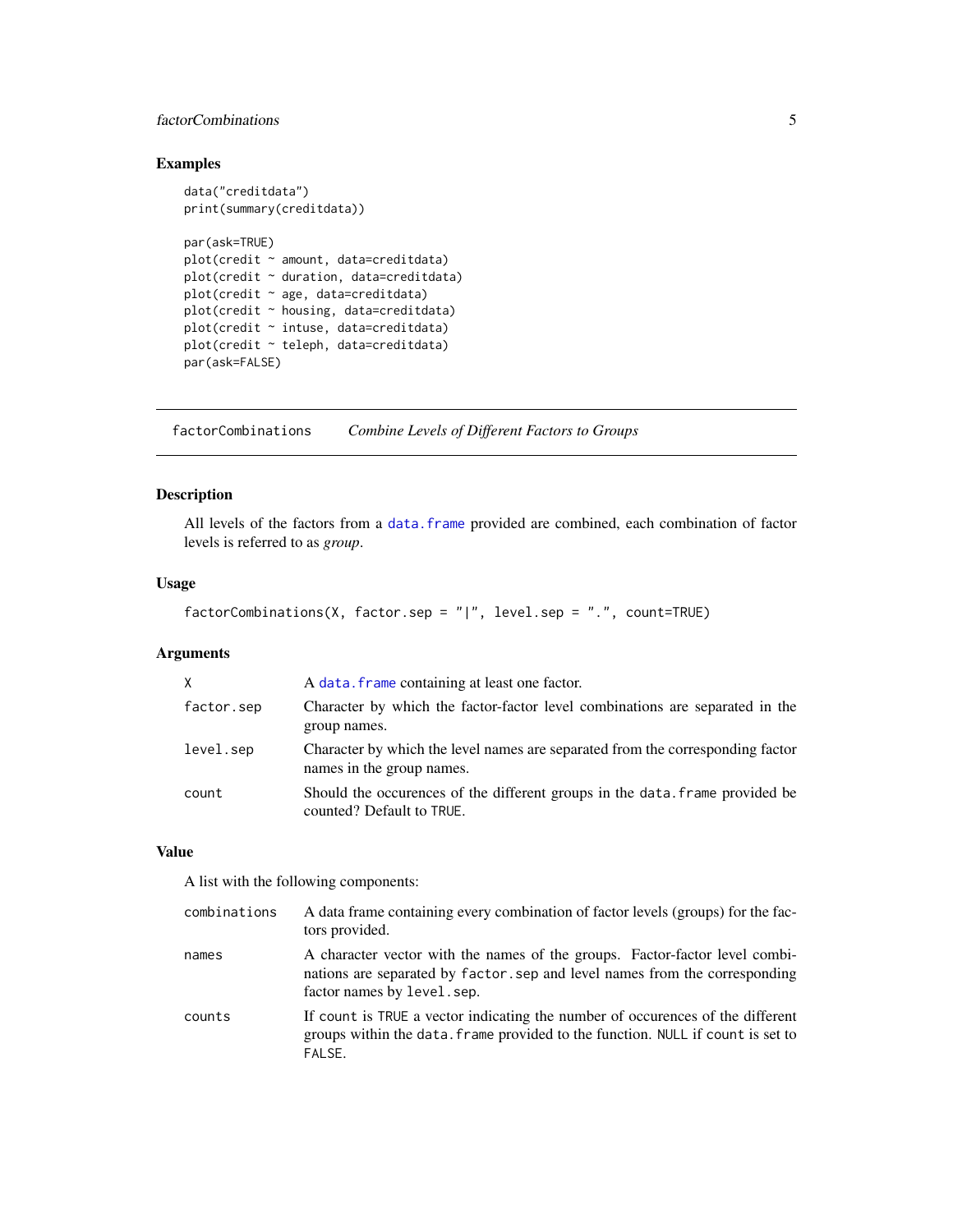## Examples

```
data("creditdata")
print(summary(creditdata))

par(ask=TRUE)
plot(credit ~ amount, data=creditdata)
plot(credit ~ duration, data=creditdata)
plot(credit ~ age, data=creditdata)
plot(credit ~ housing, data=creditdata)
plot(credit ~ intuse, data=creditdata)
plot(credit ~ teleph, data=creditdata)
par(ask=FALSE)
```

---

# factorCombinations — *Combine Levels of Different Factors to Groups*

## Description

All levels of the factors from a `data.frame` provided are combined, each combination of factor levels is referred to as *group*.

## Usage

```
factorCombinations(X, factor.sep = "|", level.sep = ".", count=TRUE)
```

## Arguments

| | |
|---|---|
| `X` | A `data.frame` containing at least one factor. |
| `factor.sep` | Character by which the factor-factor level combinations are separated in the group names. |
| `level.sep` | Character by which the level names are separated from the corresponding factor names in the group names. |
| `count` | Should the occurences of the different groups in the `data.frame` provided be counted? Default to `TRUE`. |

## Value

A list with the following components:

| | |
|---|---|
| `combinations` | A data frame containing every combination of factor levels (groups) for the factors provided. |
| `names` | A character vector with the names of the groups. Factor-factor level combinations are separated by `factor.sep` and level names from the corresponding factor names by `level.sep`. |
| `counts` | If `count` is `TRUE` a vector indicating the number of occurences of the different groups within the `data.frame` provided to the function. `NULL` if `count` is set to `FALSE`. |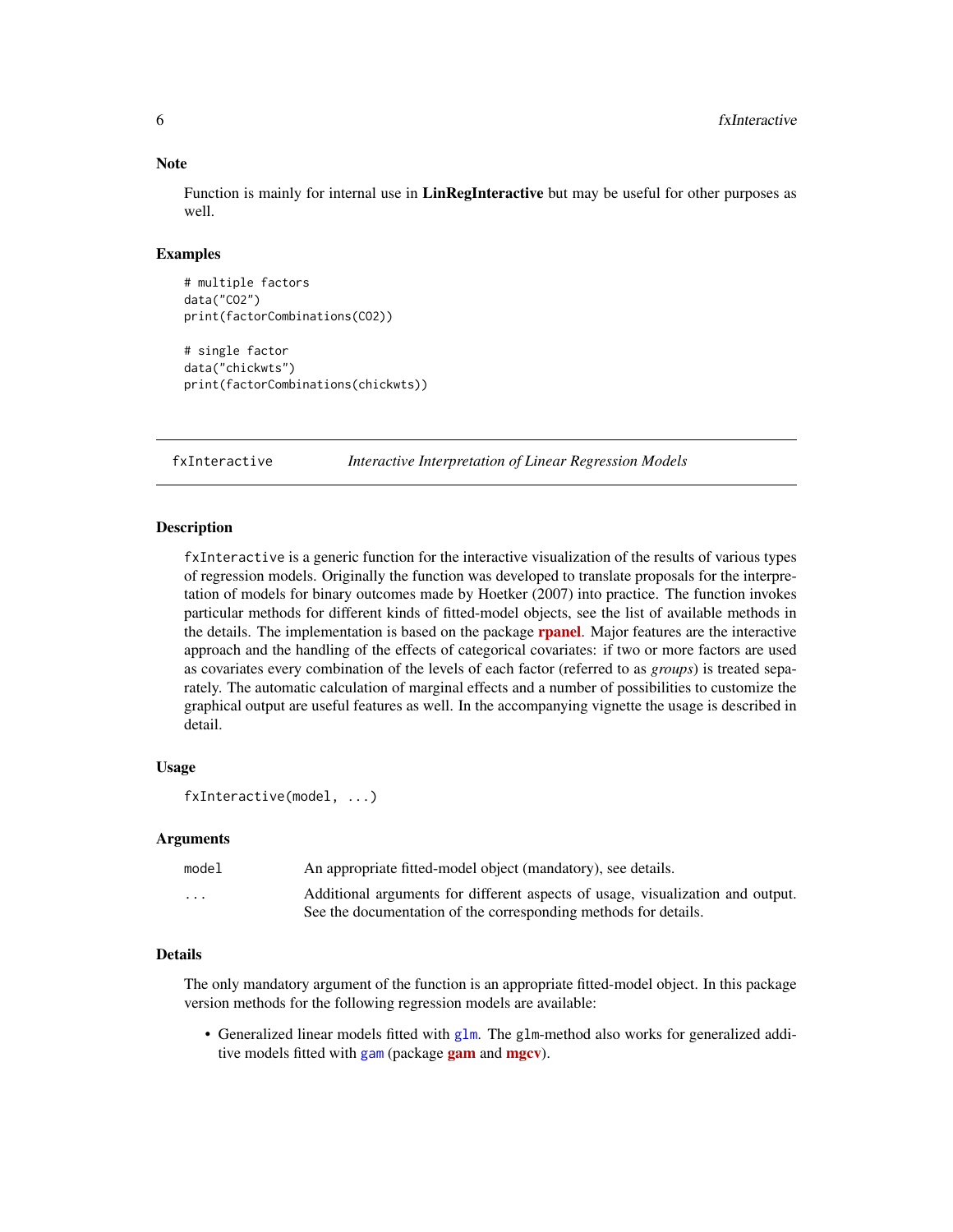### Note

Function is mainly for internal use in **LinRegInteractive** but may be useful for other purposes as well.

### Examples

```
# multiple factors
data("CO2")
print(factorCombinations(CO2))

# single factor
data("chickwts")
print(factorCombinations(chickwts))
```

---

## fxInteractive — *Interactive Interpretation of Linear Regression Models*

---

### Description

`fxInteractive` is a generic function for the interactive visualization of the results of various types of regression models. Originally the function was developed to translate proposals for the interpretation of models for binary outcomes made by Hoetker (2007) into practice. The function invokes particular methods for different kinds of fitted-model objects, see the list of available methods in the details. The implementation is based on the package **rpanel**. Major features are the interactive approach and the handling of the effects of categorical covariates: if two or more factors are used as covariates every combination of the levels of each factor (referred to as *groups*) is treated separately. The automatic calculation of marginal effects and a number of possibilities to customize the graphical output are useful features as well. In the accompanying vignette the usage is described in detail.

### Usage

```
fxInteractive(model, ...)
```

### Arguments

| | |
|---|---|
| `model` | An appropriate fitted-model object (mandatory), see details. |
| `...` | Additional arguments for different aspects of usage, visualization and output. See the documentation of the corresponding methods for details. |

### Details

The only mandatory argument of the function is an appropriate fitted-model object. In this package version methods for the following regression models are available:

- Generalized linear models fitted with `glm`. The `glm`-method also works for generalized additive models fitted with `gam` (package **gam** and **mgcv**).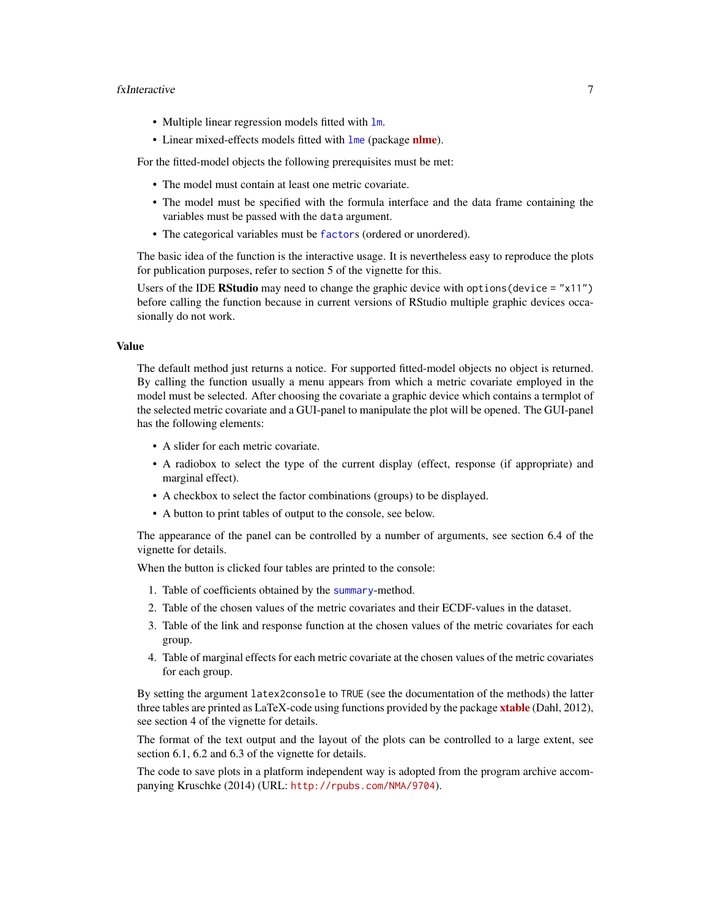- Multiple linear regression models fitted with `lm`.
- Linear mixed-effects models fitted with `lme` (package **nlme**).

For the fitted-model objects the following prerequisites must be met:

- The model must contain at least one metric covariate.
- The model must be specified with the formula interface and the data frame containing the variables must be passed with the `data` argument.
- The categorical variables must be `factor`s (ordered or unordered).

The basic idea of the function is the interactive usage. It is nevertheless easy to reproduce the plots for publication purposes, refer to section 5 of the vignette for this.

Users of the IDE **RStudio** may need to change the graphic device with `options(device = "x11")` before calling the function because in current versions of RStudio multiple graphic devices occasionally do not work.

### Value

The default method just returns a notice. For supported fitted-model objects no object is returned. By calling the function usually a menu appears from which a metric covariate employed in the model must be selected. After choosing the covariate a graphic device which contains a termplot of the selected metric covariate and a GUI-panel to manipulate the plot will be opened. The GUI-panel has the following elements:

- A slider for each metric covariate.
- A radiobox to select the type of the current display (effect, response (if appropriate) and marginal effect).
- A checkbox to select the factor combinations (groups) to be displayed.
- A button to print tables of output to the console, see below.

The appearance of the panel can be controlled by a number of arguments, see section 6.4 of the vignette for details.

When the button is clicked four tables are printed to the console:

1. Table of coefficients obtained by the `summary`-method.
2. Table of the chosen values of the metric covariates and their ECDF-values in the dataset.
3. Table of the link and response function at the chosen values of the metric covariates for each group.
4. Table of marginal effects for each metric covariate at the chosen values of the metric covariates for each group.

By setting the argument `latex2console` to `TRUE` (see the documentation of the methods) the latter three tables are printed as LaTeX-code using functions provided by the package **xtable** (Dahl, 2012), see section 4 of the vignette for details.

The format of the text output and the layout of the plots can be controlled to a large extent, see section 6.1, 6.2 and 6.3 of the vignette for details.

The code to save plots in a platform independent way is adopted from the program archive accompanying Kruschke (2014) (URL: `http://rpubs.com/NMA/9704`).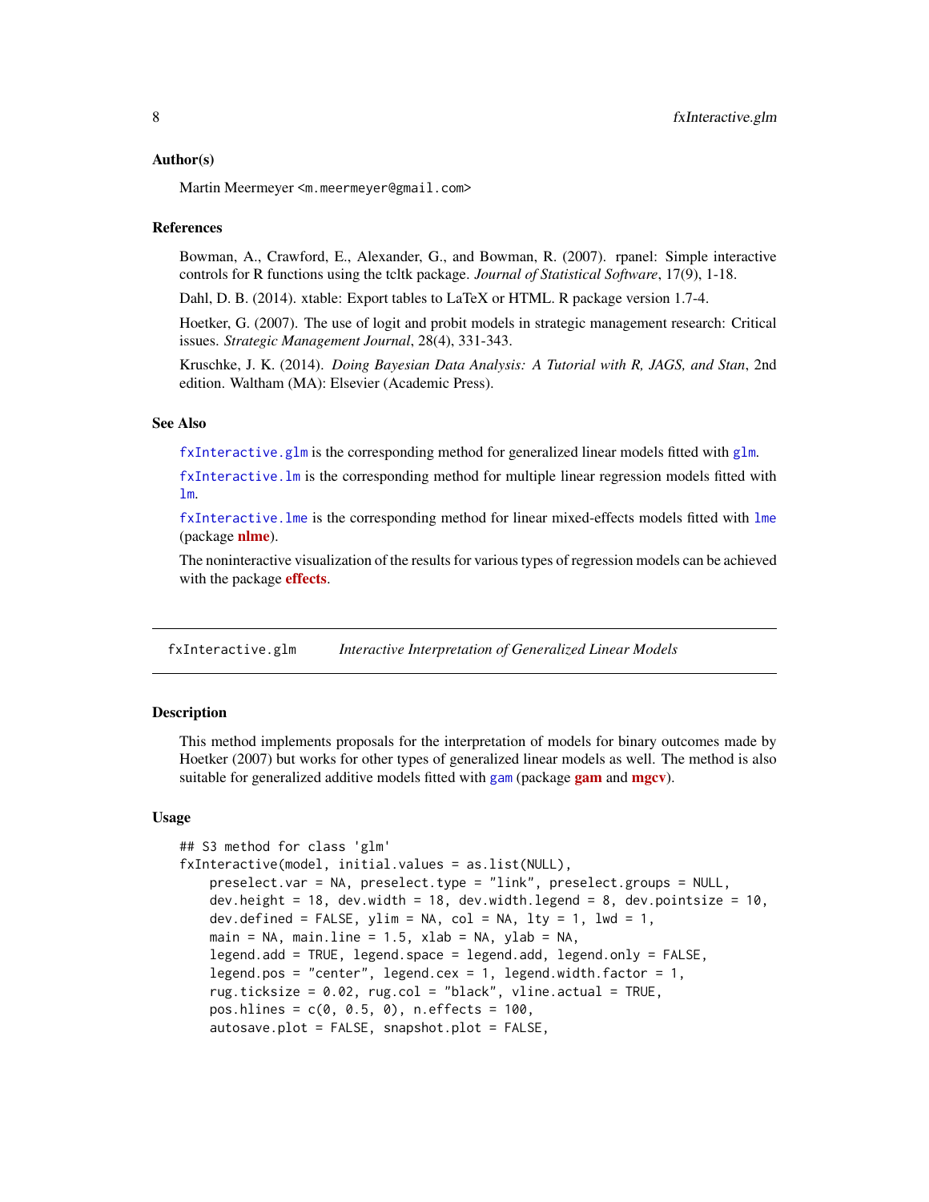### Author(s)

Martin Meermeyer <m.meermeyer@gmail.com>

### References

Bowman, A., Crawford, E., Alexander, G., and Bowman, R. (2007). rpanel: Simple interactive controls for R functions using the tcltk package. *Journal of Statistical Software*, 17(9), 1-18.

Dahl, D. B. (2014). xtable: Export tables to LaTeX or HTML. R package version 1.7-4.

Hoetker, G. (2007). The use of logit and probit models in strategic management research: Critical issues. *Strategic Management Journal*, 28(4), 331-343.

Kruschke, J. K. (2014). *Doing Bayesian Data Analysis: A Tutorial with R, JAGS, and Stan*, 2nd edition. Waltham (MA): Elsevier (Academic Press).

### See Also

`fxInteractive.glm` is the corresponding method for generalized linear models fitted with `glm`.

`fxInteractive.lm` is the corresponding method for multiple linear regression models fitted with `lm`.

`fxInteractive.lme` is the corresponding method for linear mixed-effects models fitted with `lme` (package **nlme**).

The noninteractive visualization of the results for various types of regression models can be achieved with the package **effects**.

---

## fxInteractive.glm — *Interactive Interpretation of Generalized Linear Models*

---

### Description

This method implements proposals for the interpretation of models for binary outcomes made by Hoetker (2007) but works for other types of generalized linear models as well. The method is also suitable for generalized additive models fitted with `gam` (package **gam** and **mgcv**).

### Usage

```
## S3 method for class 'glm'
fxInteractive(model, initial.values = as.list(NULL),
    preselect.var = NA, preselect.type = "link", preselect.groups = NULL,
    dev.height = 18, dev.width = 18, dev.width.legend = 8, dev.pointsize = 10,
    dev.defined = FALSE, ylim = NA, col = NA, lty = 1, lwd = 1,
    main = NA, main.line = 1.5, xlab = NA, ylab = NA,
    legend.add = TRUE, legend.space = legend.add, legend.only = FALSE,
    legend.pos = "center", legend.cex = 1, legend.width.factor = 1,
    rug.ticksize = 0.02, rug.col = "black", vline.actual = TRUE,
    pos.hlines = c(0, 0.5, 0), n.effects = 100,
    autosave.plot = FALSE, snapshot.plot = FALSE,
```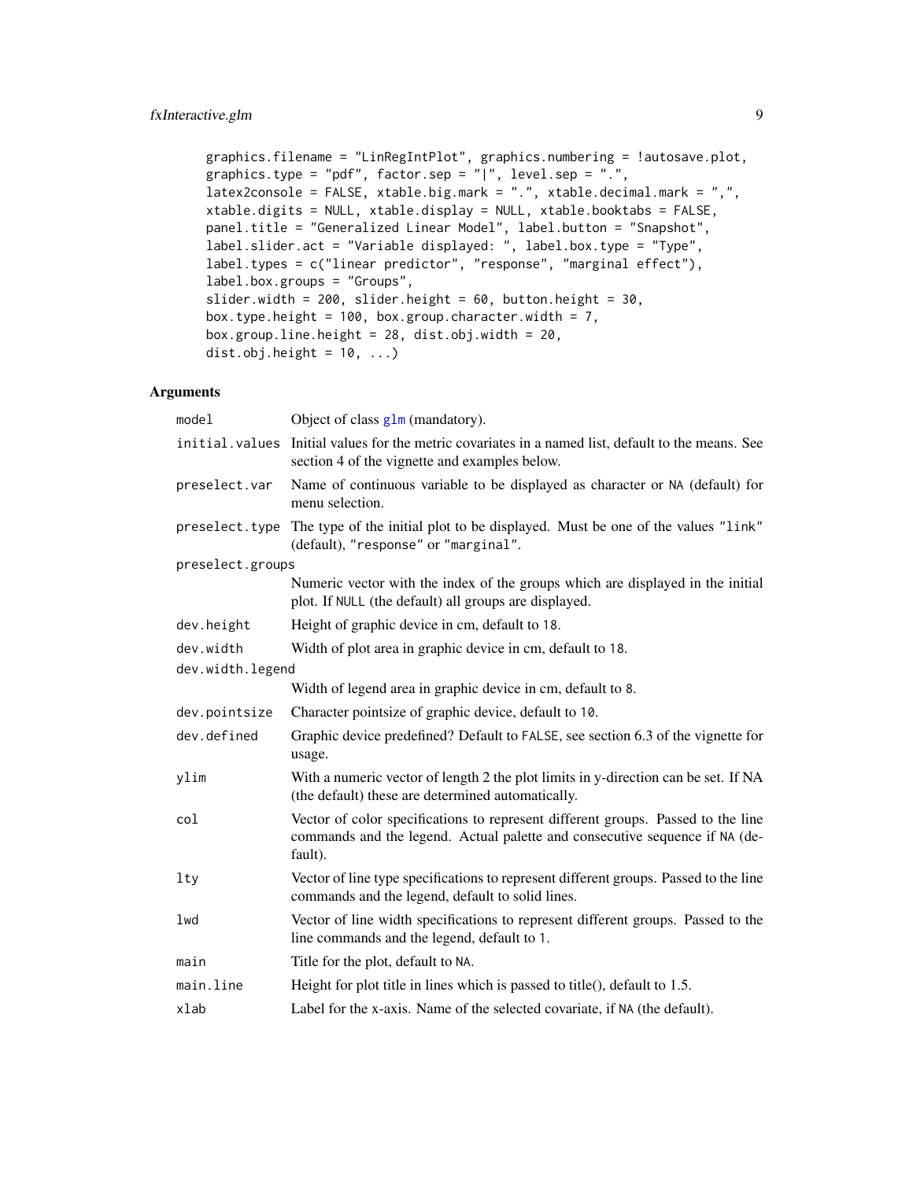```
    graphics.filename = "LinRegIntPlot", graphics.numbering = !autosave.plot,
    graphics.type = "pdf", factor.sep = "|", level.sep = ".",
    latex2console = FALSE, xtable.big.mark = ".", xtable.decimal.mark = ",",
    xtable.digits = NULL, xtable.display = NULL, xtable.booktabs = FALSE,
    panel.title = "Generalized Linear Model", label.button = "Snapshot",
    label.slider.act = "Variable displayed: ", label.box.type = "Type",
    label.types = c("linear predictor", "response", "marginal effect"),
    label.box.groups = "Groups",
    slider.width = 200, slider.height = 60, button.height = 30,
    box.type.height = 100, box.group.character.width = 7,
    box.group.line.height = 28, dist.obj.width = 20,
    dist.obj.height = 10, ...)
```

## Arguments

| | |
|---|---|
| `model` | Object of class `glm` (mandatory). |
| `initial.values` | Initial values for the metric covariates in a named list, default to the means. See section 4 of the vignette and examples below. |
| `preselect.var` | Name of continuous variable to be displayed as character or `NA` (default) for menu selection. |
| `preselect.type` | The type of the initial plot to be displayed. Must be one of the values `"link"` (default), `"response"` or `"marginal"`. |
| `preselect.groups` | Numeric vector with the index of the groups which are displayed in the initial plot. If `NULL` (the default) all groups are displayed. |
| `dev.height` | Height of graphic device in cm, default to `18`. |
| `dev.width` | Width of plot area in graphic device in cm, default to `18`. |
| `dev.width.legend` | Width of legend area in graphic device in cm, default to `8`. |
| `dev.pointsize` | Character pointsize of graphic device, default to `10`. |
| `dev.defined` | Graphic device predefined? Default to `FALSE`, see section 6.3 of the vignette for usage. |
| `ylim` | With a numeric vector of length 2 the plot limits in y-direction can be set. If NA (the default) these are determined automatically. |
| `col` | Vector of color specifications to represent different groups. Passed to the line commands and the legend. Actual palette and consecutive sequence if `NA` (default). |
| `lty` | Vector of line type specifications to represent different groups. Passed to the line commands and the legend, default to solid lines. |
| `lwd` | Vector of line width specifications to represent different groups. Passed to the line commands and the legend, default to `1`. |
| `main` | Title for the plot, default to `NA`. |
| `main.line` | Height for plot title in lines which is passed to title(), default to 1.5. |
| `xlab` | Label for the x-axis. Name of the selected covariate, if `NA` (the default). |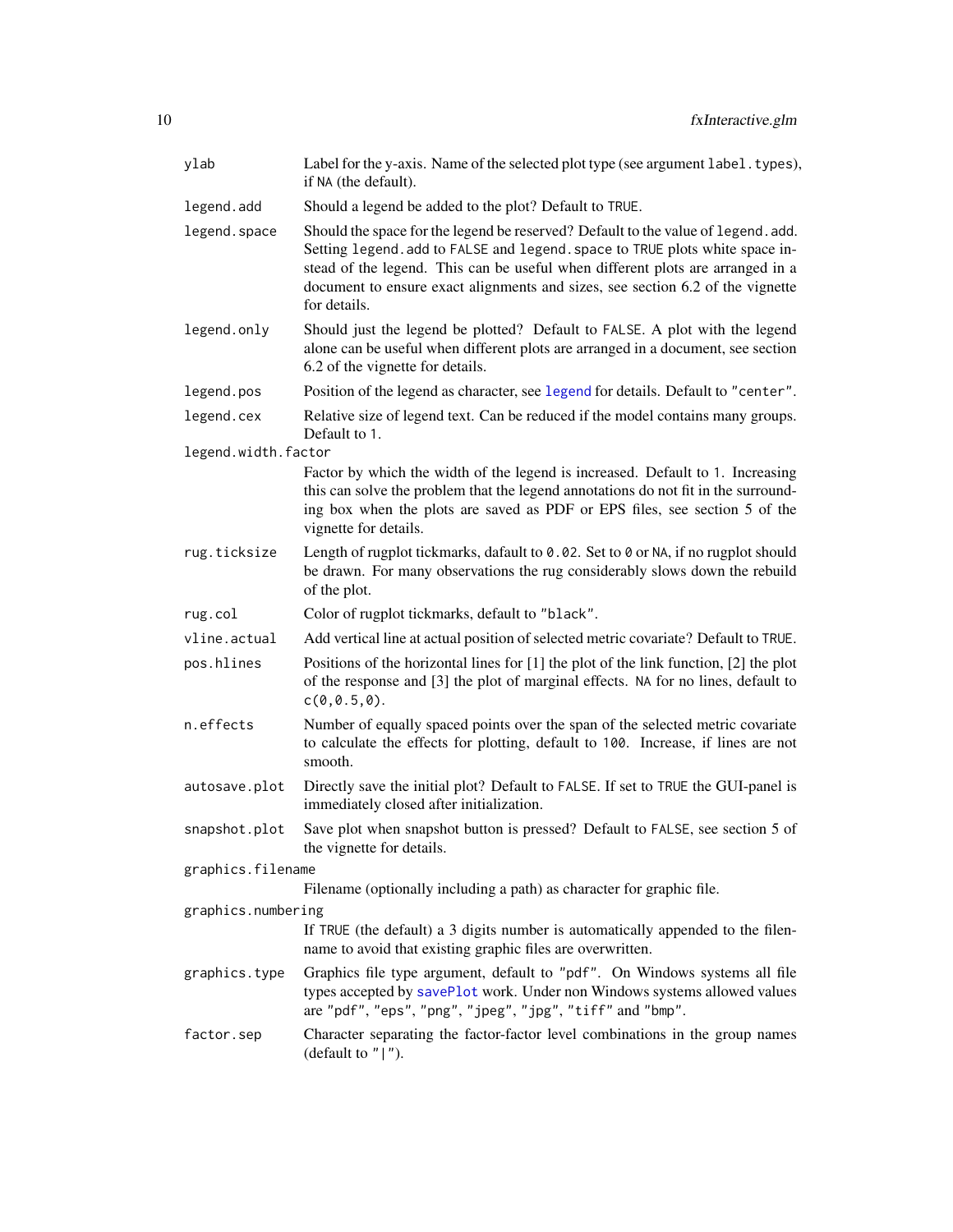| | |
|---|---|
| `ylab` | Label for the y-axis. Name of the selected plot type (see argument `label.types`), if `NA` (the default). |
| `legend.add` | Should a legend be added to the plot? Default to `TRUE`. |
| `legend.space` | Should the space for the legend be reserved? Default to the value of `legend.add`. Setting `legend.add` to `FALSE` and `legend.space` to `TRUE` plots white space instead of the legend. This can be useful when different plots are arranged in a document to ensure exact alignments and sizes, see section 6.2 of the vignette for details. |
| `legend.only` | Should just the legend be plotted? Default to `FALSE`. A plot with the legend alone can be useful when different plots are arranged in a document, see section 6.2 of the vignette for details. |
| `legend.pos` | Position of the legend as character, see `legend` for details. Default to `"center"`. |
| `legend.cex` | Relative size of legend text. Can be reduced if the model contains many groups. Default to `1`. |
| `legend.width.factor` | Factor by which the width of the legend is increased. Default to `1`. Increasing this can solve the problem that the legend annotations do not fit in the surrounding box when the plots are saved as PDF or EPS files, see section 5 of the vignette for details. |
| `rug.ticksize` | Length of rugplot tickmarks, dafault to `0.02`. Set to `0` or `NA`, if no rugplot should be drawn. For many observations the rug considerably slows down the rebuild of the plot. |
| `rug.col` | Color of rugplot tickmarks, default to `"black"`. |
| `vline.actual` | Add vertical line at actual position of selected metric covariate? Default to `TRUE`. |
| `pos.hlines` | Positions of the horizontal lines for [1] the plot of the link function, [2] the plot of the response and [3] the plot of marginal effects. `NA` for no lines, default to `c(0,0.5,0)`. |
| `n.effects` | Number of equally spaced points over the span of the selected metric covariate to calculate the effects for plotting, default to `100`. Increase, if lines are not smooth. |
| `autosave.plot` | Directly save the initial plot? Default to `FALSE`. If set to `TRUE` the GUI-panel is immediately closed after initialization. |
| `snapshot.plot` | Save plot when snapshot button is pressed? Default to `FALSE`, see section 5 of the vignette for details. |
| `graphics.filename` | Filename (optionally including a path) as character for graphic file. |
| `graphics.numbering` | If `TRUE` (the default) a 3 digits number is automatically appended to the filename to avoid that existing graphic files are overwritten. |
| `graphics.type` | Graphics file type argument, default to `"pdf"`. On Windows systems all file types accepted by `savePlot` work. Under non Windows systems allowed values are `"pdf"`, `"eps"`, `"png"`, `"jpeg"`, `"jpg"`, `"tiff"` and `"bmp"`. |
| `factor.sep` | Character separating the factor-factor level combinations in the group names (default to `"\|"`). |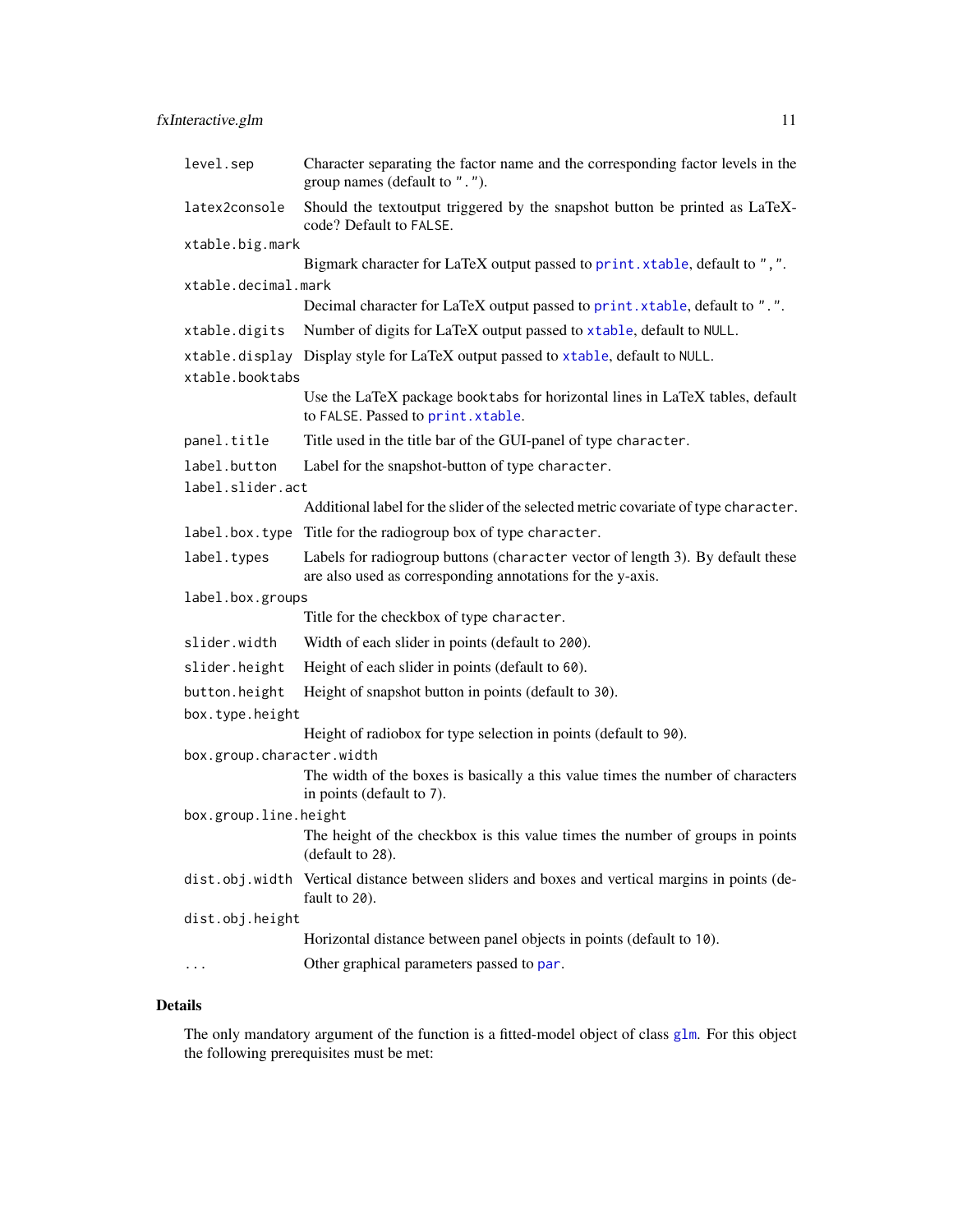| | |
|---|---|
| `level.sep` | Character separating the factor name and the corresponding factor levels in the group names (default to `"."`). |
| `latex2console` | Should the textoutput triggered by the snapshot button be printed as LaTeX-code? Default to `FALSE`. |
| `xtable.big.mark` | Bigmark character for LaTeX output passed to `print.xtable`, default to `","`. |
| `xtable.decimal.mark` | Decimal character for LaTeX output passed to `print.xtable`, default to `"."`. |
| `xtable.digits` | Number of digits for LaTeX output passed to `xtable`, default to `NULL`. |
| `xtable.display` | Display style for LaTeX output passed to `xtable`, default to `NULL`. |
| `xtable.booktabs` | Use the LaTeX package `booktabs` for horizontal lines in LaTeX tables, default to `FALSE`. Passed to `print.xtable`. |
| `panel.title` | Title used in the title bar of the GUI-panel of type `character`. |
| `label.button` | Label for the snapshot-button of type `character`. |
| `label.slider.act` | Additional label for the slider of the selected metric covariate of type `character`. |
| `label.box.type` | Title for the radiogroup box of type `character`. |
| `label.types` | Labels for radiogroup buttons (`character` vector of length 3). By default these are also used as corresponding annotations for the y-axis. |
| `label.box.groups` | Title for the checkbox of type `character`. |
| `slider.width` | Width of each slider in points (default to `200`). |
| `slider.height` | Height of each slider in points (default to `60`). |
| `button.height` | Height of snapshot button in points (default to `30`). |
| `box.type.height` | Height of radiobox for type selection in points (default to `90`). |
| `box.group.character.width` | The width of the boxes is basically a this value times the number of characters in points (default to `7`). |
| `box.group.line.height` | The height of the checkbox is this value times the number of groups in points (default to `28`). |
| `dist.obj.width` | Vertical distance between sliders and boxes and vertical margins in points (default to `20`). |
| `dist.obj.height` | Horizontal distance between panel objects in points (default to `10`). |
| `...` | Other graphical parameters passed to `par`. |

## Details

The only mandatory argument of the function is a fitted-model object of class `glm`. For this object the following prerequisites must be met: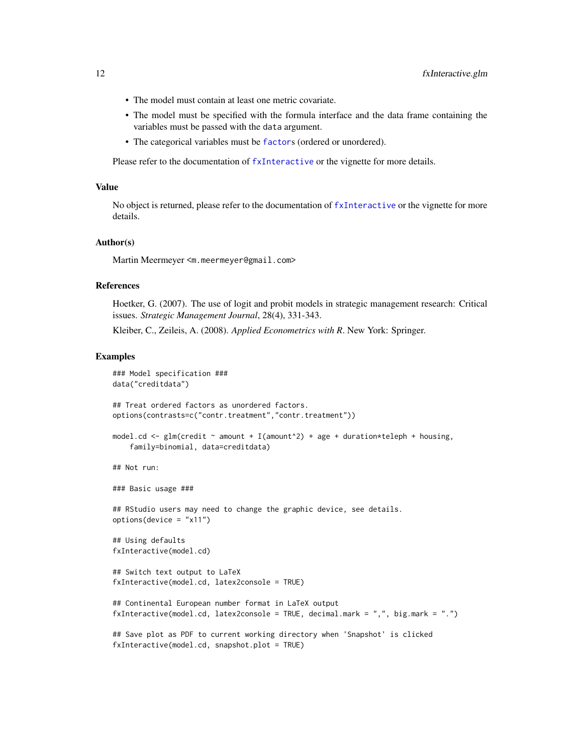- The model must contain at least one metric covariate.
- The model must be specified with the formula interface and the data frame containing the variables must be passed with the data argument.
- The categorical variables must be factors (ordered or unordered).

Please refer to the documentation of fxInteractive or the vignette for more details.

### Value

No object is returned, please refer to the documentation of fxInteractive or the vignette for more details.

### Author(s)

Martin Meermeyer <m.meermeyer@gmail.com>

### References

Hoetker, G. (2007). The use of logit and probit models in strategic management research: Critical issues. *Strategic Management Journal*, 28(4), 331-343.

Kleiber, C., Zeileis, A. (2008). *Applied Econometrics with R*. New York: Springer.

### Examples

```
### Model specification ###
data("creditdata")

## Treat ordered factors as unordered factors.
options(contrasts=c("contr.treatment","contr.treatment"))

model.cd <- glm(credit ~ amount + I(amount^2) + age + duration*teleph + housing,
    family=binomial, data=creditdata)

## Not run:

### Basic usage ###

## RStudio users may need to change the graphic device, see details.
options(device = "x11")

## Using defaults
fxInteractive(model.cd)

## Switch text output to LaTeX
fxInteractive(model.cd, latex2console = TRUE)

## Continental European number format in LaTeX output
fxInteractive(model.cd, latex2console = TRUE, decimal.mark = ",", big.mark = ".")

## Save plot as PDF to current working directory when 'Snapshot' is clicked
fxInteractive(model.cd, snapshot.plot = TRUE)
```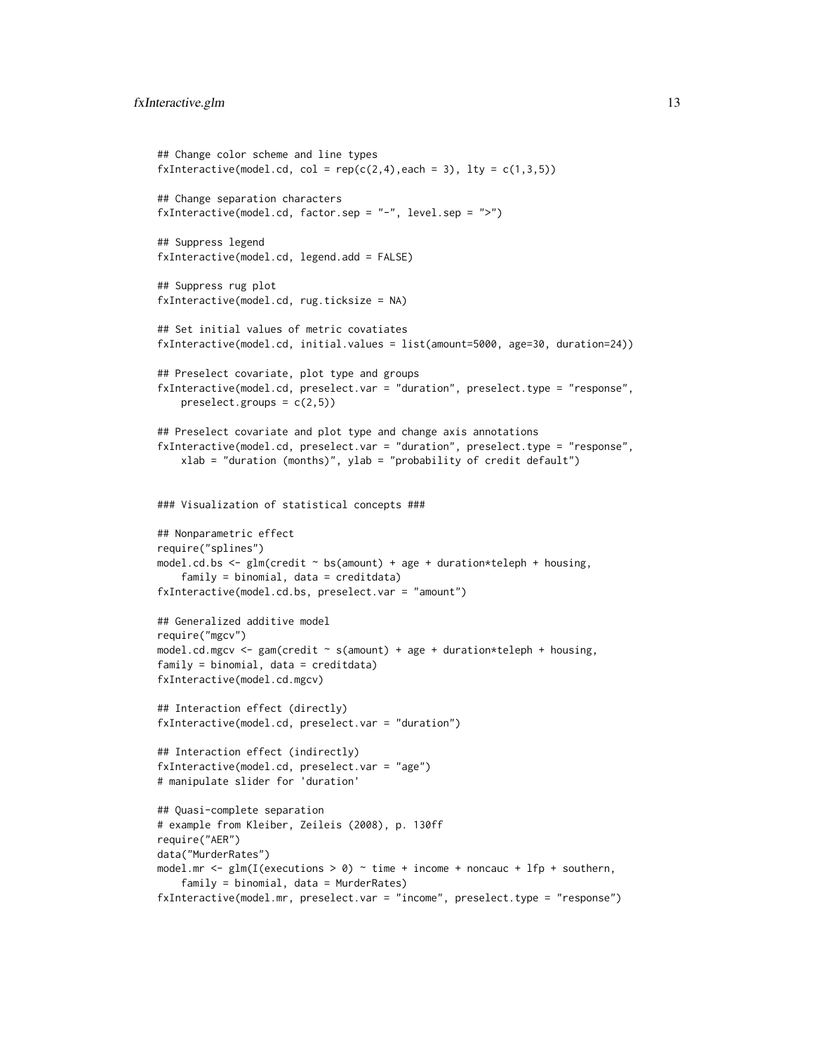```
## Change color scheme and line types
fxInteractive(model.cd, col = rep(c(2,4),each = 3), lty = c(1,3,5))

## Change separation characters
fxInteractive(model.cd, factor.sep = "-", level.sep = ">")

## Suppress legend
fxInteractive(model.cd, legend.add = FALSE)

## Suppress rug plot
fxInteractive(model.cd, rug.ticksize = NA)

## Set initial values of metric covatiates
fxInteractive(model.cd, initial.values = list(amount=5000, age=30, duration=24))

## Preselect covariate, plot type and groups
fxInteractive(model.cd, preselect.var = "duration", preselect.type = "response",
    preselect.groups = c(2,5))

## Preselect covariate and plot type and change axis annotations
fxInteractive(model.cd, preselect.var = "duration", preselect.type = "response",
    xlab = "duration (months)", ylab = "probability of credit default")


### Visualization of statistical concepts ###

## Nonparametric effect
require("splines")
model.cd.bs <- glm(credit ~ bs(amount) + age + duration*teleph + housing,
    family = binomial, data = creditdata)
fxInteractive(model.cd.bs, preselect.var = "amount")

## Generalized additive model
require("mgcv")
model.cd.mgcv <- gam(credit ~ s(amount) + age + duration*teleph + housing,
family = binomial, data = creditdata)
fxInteractive(model.cd.mgcv)

## Interaction effect (directly)
fxInteractive(model.cd, preselect.var = "duration")

## Interaction effect (indirectly)
fxInteractive(model.cd, preselect.var = "age")
# manipulate slider for 'duration'

## Quasi-complete separation
# example from Kleiber, Zeileis (2008), p. 130ff
require("AER")
data("MurderRates")
model.mr <- glm(I(executions > 0) ~ time + income + noncauc + lfp + southern,
    family = binomial, data = MurderRates)
fxInteractive(model.mr, preselect.var = "income", preselect.type = "response")
```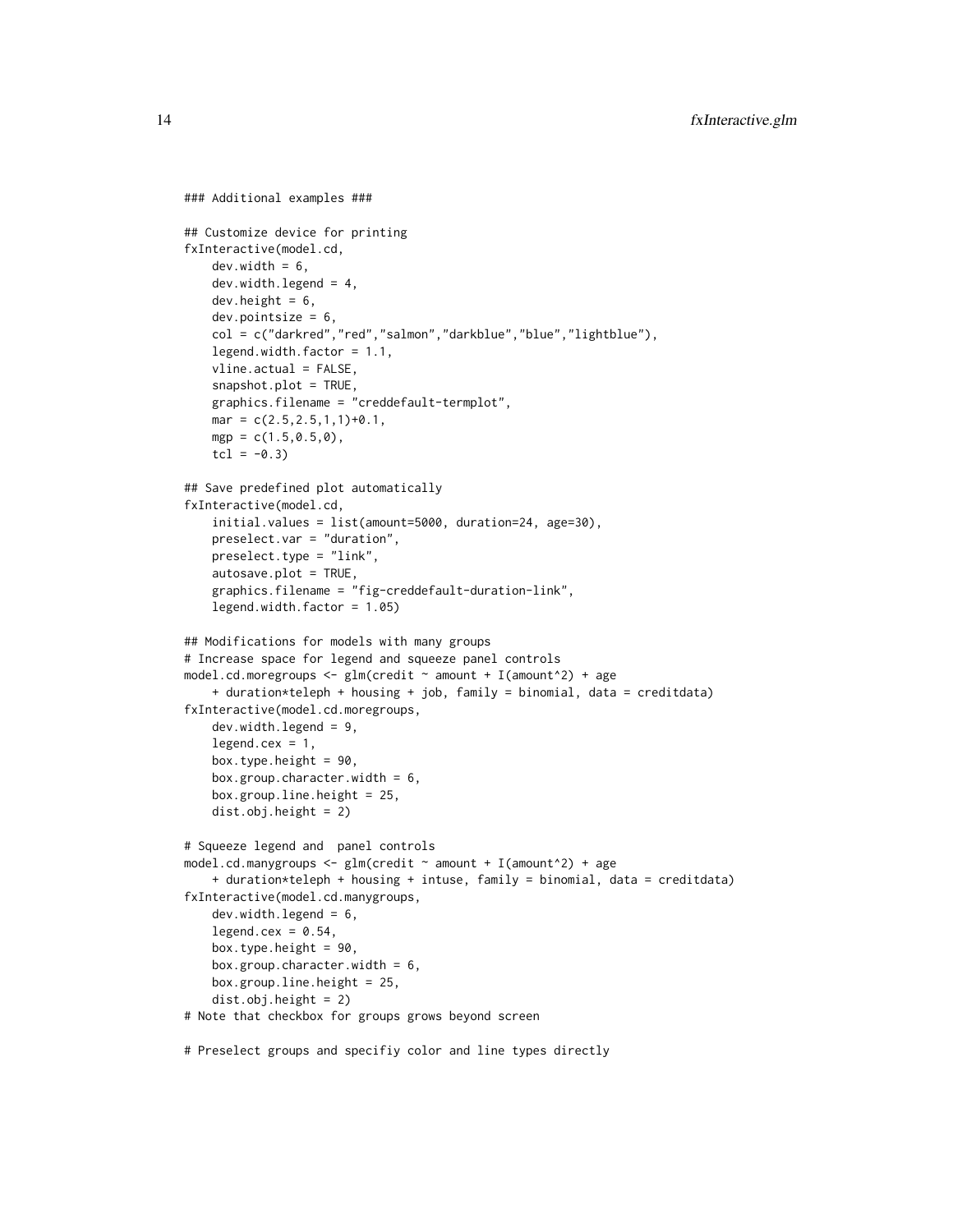```
### Additional examples ###

## Customize device for printing
fxInteractive(model.cd,
    dev.width = 6,
    dev.width.legend = 4,
    dev.height = 6,
    dev.pointsize = 6,
    col = c("darkred","red","salmon","darkblue","blue","lightblue"),
    legend.width.factor = 1.1,
    vline.actual = FALSE,
    snapshot.plot = TRUE,
    graphics.filename = "creddefault-termplot",
    mar = c(2.5,2.5,1,1)+0.1,
    mgp = c(1.5,0.5,0),
    tcl = -0.3)

## Save predefined plot automatically
fxInteractive(model.cd,
    initial.values = list(amount=5000, duration=24, age=30),
    preselect.var = "duration",
    preselect.type = "link",
    autosave.plot = TRUE,
    graphics.filename = "fig-creddefault-duration-link",
    legend.width.factor = 1.05)

## Modifications for models with many groups
# Increase space for legend and squeeze panel controls
model.cd.moregroups <- glm(credit ~ amount + I(amount^2) + age
    + duration*teleph + housing + job, family = binomial, data = creditdata)
fxInteractive(model.cd.moregroups,
    dev.width.legend = 9,
    legend.cex = 1,
    box.type.height = 90,
    box.group.character.width = 6,
    box.group.line.height = 25,
    dist.obj.height = 2)

# Squeeze legend and  panel controls
model.cd.manygroups <- glm(credit ~ amount + I(amount^2) + age
    + duration*teleph + housing + intuse, family = binomial, data = creditdata)
fxInteractive(model.cd.manygroups,
    dev.width.legend = 6,
    legend.cex = 0.54,
    box.type.height = 90,
    box.group.character.width = 6,
    box.group.line.height = 25,
    dist.obj.height = 2)
# Note that checkbox for groups grows beyond screen

# Preselect groups and specifiy color and line types directly
```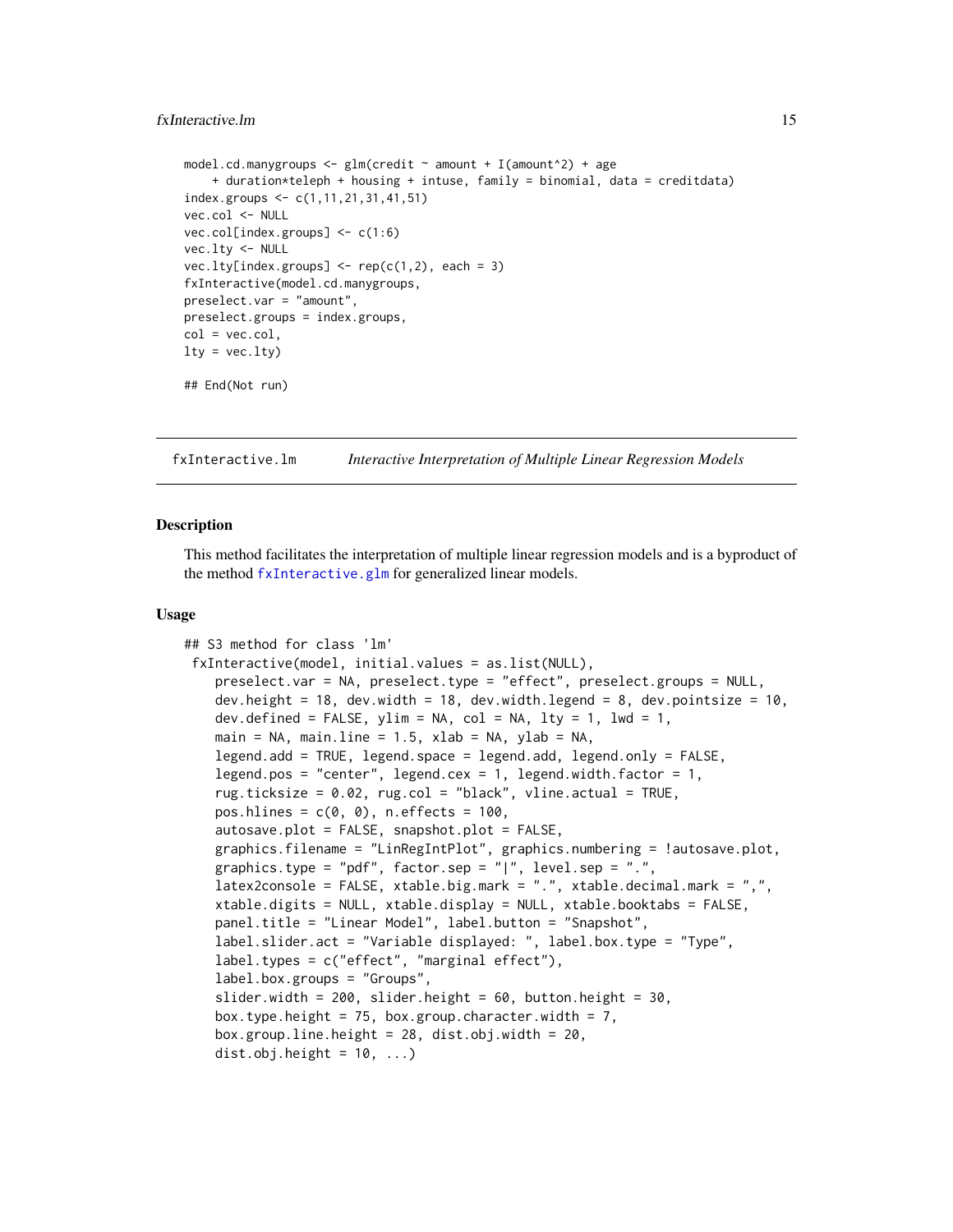```
model.cd.manygroups <- glm(credit ~ amount + I(amount^2) + age
    + duration*teleph + housing + intuse, family = binomial, data = creditdata)
index.groups <- c(1,11,21,31,41,51)
vec.col <- NULL
vec.col[index.groups] <- c(1:6)
vec.lty <- NULL
vec.lty[index.groups] <- rep(c(1,2), each = 3)
fxInteractive(model.cd.manygroups,
preselect.var = "amount",
preselect.groups = index.groups,
col = vec.col,
lty = vec.lty)

## End(Not run)
```

## fxInteractive.lm — *Interactive Interpretation of Multiple Linear Regression Models*

### Description

This method facilitates the interpretation of multiple linear regression models and is a byproduct of the method `fxInteractive.glm` for generalized linear models.

### Usage

```
## S3 method for class 'lm'
 fxInteractive(model, initial.values = as.list(NULL),
    preselect.var = NA, preselect.type = "effect", preselect.groups = NULL,
    dev.height = 18, dev.width = 18, dev.width.legend = 8, dev.pointsize = 10,
    dev.defined = FALSE, ylim = NA, col = NA, lty = 1, lwd = 1,
    main = NA, main.line = 1.5, xlab = NA, ylab = NA,
    legend.add = TRUE, legend.space = legend.add, legend.only = FALSE,
    legend.pos = "center", legend.cex = 1, legend.width.factor = 1,
    rug.ticksize = 0.02, rug.col = "black", vline.actual = TRUE,
    pos.hlines = c(0, 0), n.effects = 100,
    autosave.plot = FALSE, snapshot.plot = FALSE,
    graphics.filename = "LinRegIntPlot", graphics.numbering = !autosave.plot,
    graphics.type = "pdf", factor.sep = "|", level.sep = ".",
    latex2console = FALSE, xtable.big.mark = ".", xtable.decimal.mark = ",",
    xtable.digits = NULL, xtable.display = NULL, xtable.booktabs = FALSE,
    panel.title = "Linear Model", label.button = "Snapshot",
    label.slider.act = "Variable displayed: ", label.box.type = "Type",
    label.types = c("effect", "marginal effect"),
    label.box.groups = "Groups",
    slider.width = 200, slider.height = 60, button.height = 30,
    box.type.height = 75, box.group.character.width = 7,
    box.group.line.height = 28, dist.obj.width = 20,
    dist.obj.height = 10, ...)
```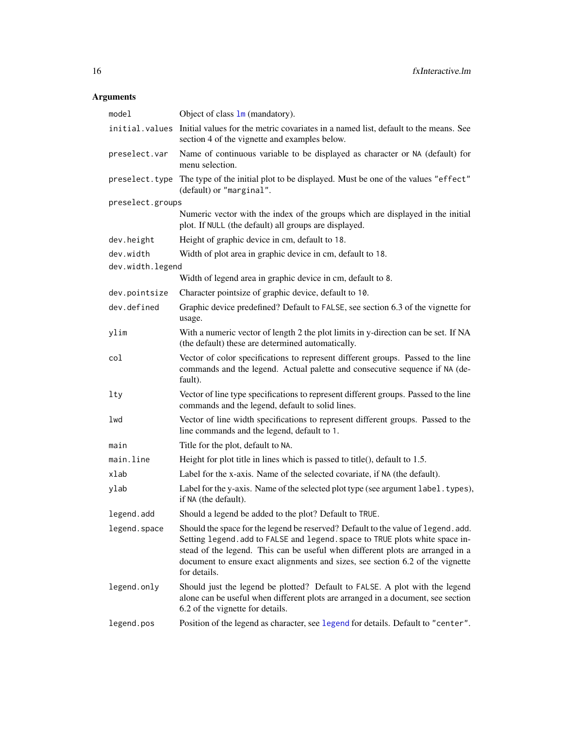## Arguments

| Argument | Description |
|---|---|
| `model` | Object of class `lm` (mandatory). |
| `initial.values` | Initial values for the metric covariates in a named list, default to the means. See section 4 of the vignette and examples below. |
| `preselect.var` | Name of continuous variable to be displayed as character or `NA` (default) for menu selection. |
| `preselect.type` | The type of the initial plot to be displayed. Must be one of the values `"effect"` (default) or `"marginal"`. |
| `preselect.groups` | Numeric vector with the index of the groups which are displayed in the initial plot. If `NULL` (the default) all groups are displayed. |
| `dev.height` | Height of graphic device in cm, default to `18`. |
| `dev.width` | Width of plot area in graphic device in cm, default to `18`. |
| `dev.width.legend` | Width of legend area in graphic device in cm, default to `8`. |
| `dev.pointsize` | Character pointsize of graphic device, default to `10`. |
| `dev.defined` | Graphic device predefined? Default to `FALSE`, see section 6.3 of the vignette for usage. |
| `ylim` | With a numeric vector of length 2 the plot limits in y-direction can be set. If NA (the default) these are determined automatically. |
| `col` | Vector of color specifications to represent different groups. Passed to the line commands and the legend. Actual palette and consecutive sequence if `NA` (default). |
| `lty` | Vector of line type specifications to represent different groups. Passed to the line commands and the legend, default to solid lines. |
| `lwd` | Vector of line width specifications to represent different groups. Passed to the line commands and the legend, default to `1`. |
| `main` | Title for the plot, default to `NA`. |
| `main.line` | Height for plot title in lines which is passed to title(), default to 1.5. |
| `xlab` | Label for the x-axis. Name of the selected covariate, if `NA` (the default). |
| `ylab` | Label for the y-axis. Name of the selected plot type (see argument `label.types`), if `NA` (the default). |
| `legend.add` | Should a legend be added to the plot? Default to `TRUE`. |
| `legend.space` | Should the space for the legend be reserved? Default to the value of `legend.add`. Setting `legend.add` to `FALSE` and `legend.space` to `TRUE` plots white space instead of the legend. This can be useful when different plots are arranged in a document to ensure exact alignments and sizes, see section 6.2 of the vignette for details. |
| `legend.only` | Should just the legend be plotted? Default to `FALSE`. A plot with the legend alone can be useful when different plots are arranged in a document, see section 6.2 of the vignette for details. |
| `legend.pos` | Position of the legend as character, see `legend` for details. Default to `"center"`. |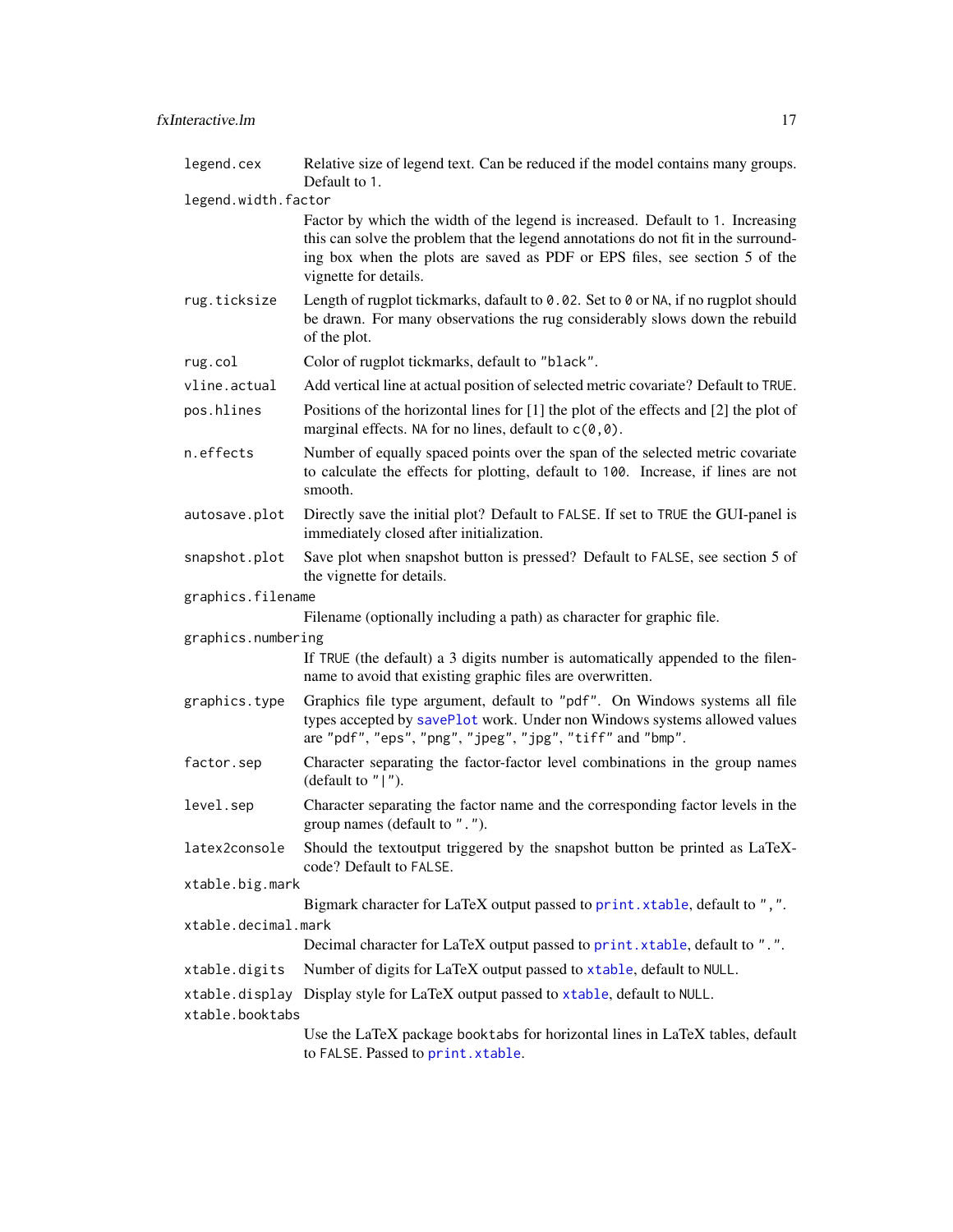`legend.cex`
: Relative size of legend text. Can be reduced if the model contains many groups. Default to `1`.

`legend.width.factor`
: Factor by which the width of the legend is increased. Default to `1`. Increasing this can solve the problem that the legend annotations do not fit in the surrounding box when the plots are saved as PDF or EPS files, see section 5 of the vignette for details.

`rug.ticksize`
: Length of rugplot tickmarks, dafault to `0.02`. Set to `0` or `NA`, if no rugplot should be drawn. For many observations the rug considerably slows down the rebuild of the plot.

`rug.col`
: Color of rugplot tickmarks, default to `"black"`.

`vline.actual`
: Add vertical line at actual position of selected metric covariate? Default to `TRUE`.

`pos.hlines`
: Positions of the horizontal lines for [1] the plot of the effects and [2] the plot of marginal effects. `NA` for no lines, default to `c(0,0)`.

`n.effects`
: Number of equally spaced points over the span of the selected metric covariate to calculate the effects for plotting, default to `100`. Increase, if lines are not smooth.

`autosave.plot`
: Directly save the initial plot? Default to `FALSE`. If set to `TRUE` the GUI-panel is immediately closed after initialization.

`snapshot.plot`
: Save plot when snapshot button is pressed? Default to `FALSE`, see section 5 of the vignette for details.

`graphics.filename`
: Filename (optionally including a path) as character for graphic file.

`graphics.numbering`
: If `TRUE` (the default) a 3 digits number is automatically appended to the filename to avoid that existing graphic files are overwritten.

`graphics.type`
: Graphics file type argument, default to `"pdf"`. On Windows systems all file types accepted by `savePlot` work. Under non Windows systems allowed values are `"pdf"`, `"eps"`, `"png"`, `"jpeg"`, `"jpg"`, `"tiff"` and `"bmp"`.

`factor.sep`
: Character separating the factor-factor level combinations in the group names (default to `"|"`).

`level.sep`
: Character separating the factor name and the corresponding factor levels in the group names (default to `"."`).

`latex2console`
: Should the textoutput triggered by the snapshot button be printed as LaTeX-code? Default to `FALSE`.

`xtable.big.mark`
: Bigmark character for LaTeX output passed to `print.xtable`, default to `","`.

`xtable.decimal.mark`
: Decimal character for LaTeX output passed to `print.xtable`, default to `"."`.

`xtable.digits`
: Number of digits for LaTeX output passed to `xtable`, default to `NULL`.

`xtable.display`
: Display style for LaTeX output passed to `xtable`, default to `NULL`.

`xtable.booktabs`
: Use the LaTeX package `booktabs` for horizontal lines in LaTeX tables, default to `FALSE`. Passed to `print.xtable`.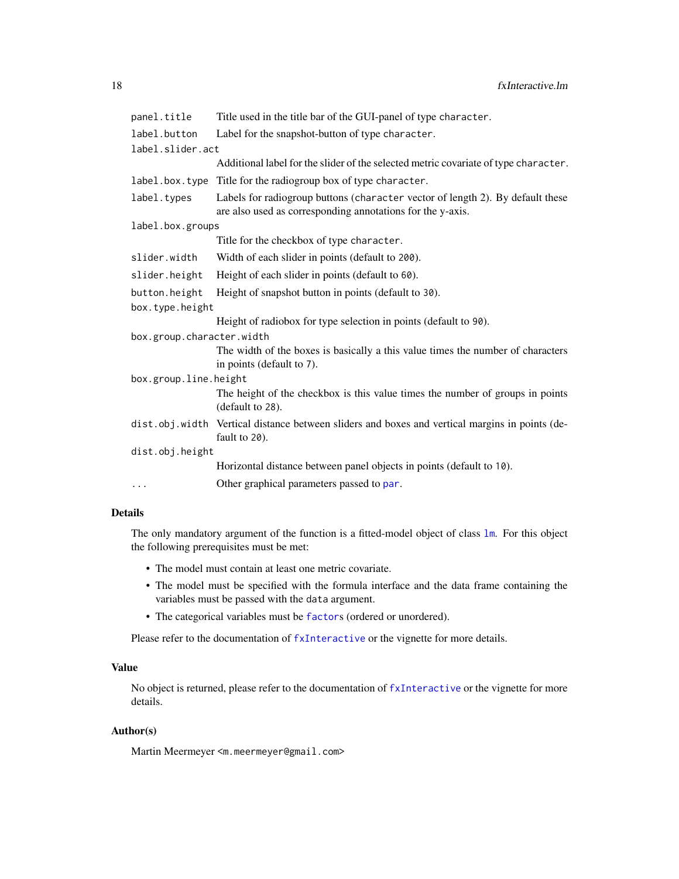| | |
|---|---|
| `panel.title` | Title used in the title bar of the GUI-panel of type `character`. |
| `label.button` | Label for the snapshot-button of type `character`. |
| `label.slider.act` | Additional label for the slider of the selected metric covariate of type `character`. |
| `label.box.type` | Title for the radiogroup box of type `character`. |
| `label.types` | Labels for radiogroup buttons (`character` vector of length 2). By default these are also used as corresponding annotations for the y-axis. |
| `label.box.groups` | Title for the checkbox of type `character`. |
| `slider.width` | Width of each slider in points (default to `200`). |
| `slider.height` | Height of each slider in points (default to `60`). |
| `button.height` | Height of snapshot button in points (default to `30`). |
| `box.type.height` | Height of radiobox for type selection in points (default to `90`). |
| `box.group.character.width` | The width of the boxes is basically a this value times the number of characters in points (default to `7`). |
| `box.group.line.height` | The height of the checkbox is this value times the number of groups in points (default to `28`). |
| `dist.obj.width` | Vertical distance between sliders and boxes and vertical margins in points (default to `20`). |
| `dist.obj.height` | Horizontal distance between panel objects in points (default to `10`). |
| `...` | Other graphical parameters passed to `par`. |

## Details

The only mandatory argument of the function is a fitted-model object of class `lm`. For this object the following prerequisites must be met:

- The model must contain at least one metric covariate.
- The model must be specified with the formula interface and the data frame containing the variables must be passed with the `data` argument.
- The categorical variables must be `factor`s (ordered or unordered).

Please refer to the documentation of `fxInteractive` or the vignette for more details.

## Value

No object is returned, please refer to the documentation of `fxInteractive` or the vignette for more details.

## Author(s)

Martin Meermeyer <m.meermeyer@gmail.com>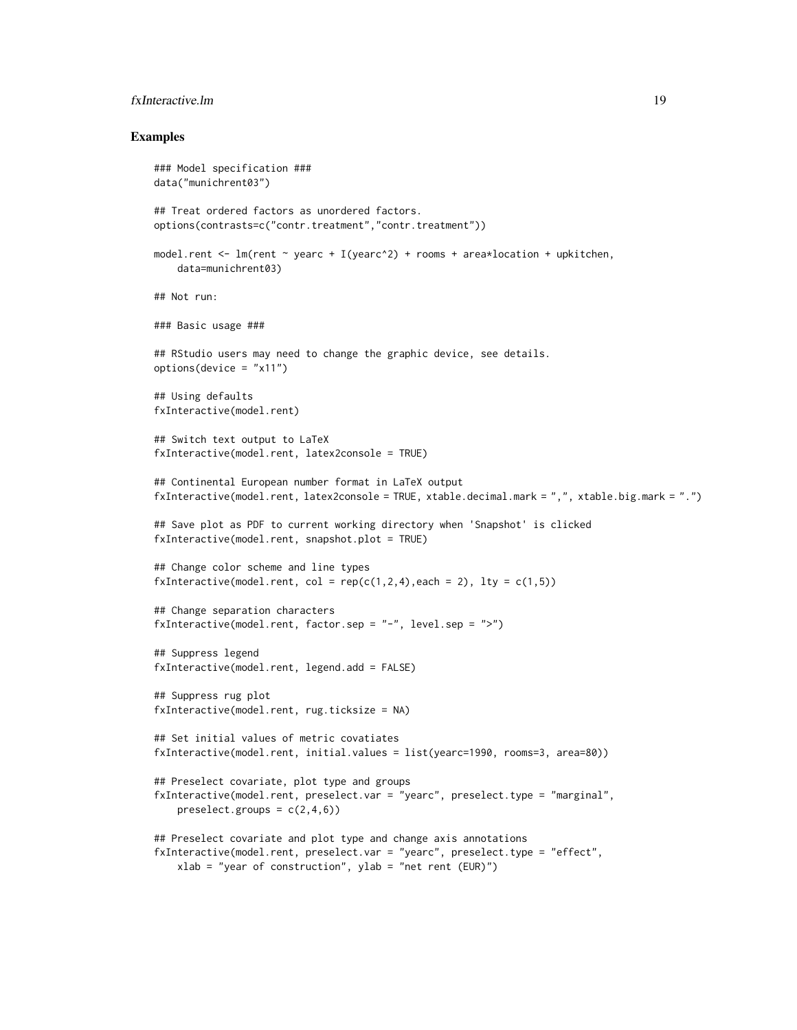## Examples

```
### Model specification ###
data("munichrent03")

## Treat ordered factors as unordered factors.
options(contrasts=c("contr.treatment","contr.treatment"))

model.rent <- lm(rent ~ yearc + I(yearc^2) + rooms + area*location + upkitchen,
    data=munichrent03)

## Not run:

### Basic usage ###

## RStudio users may need to change the graphic device, see details.
options(device = "x11")

## Using defaults
fxInteractive(model.rent)

## Switch text output to LaTeX
fxInteractive(model.rent, latex2console = TRUE)

## Continental European number format in LaTeX output
fxInteractive(model.rent, latex2console = TRUE, xtable.decimal.mark = ",", xtable.big.mark = ".")

## Save plot as PDF to current working directory when 'Snapshot' is clicked
fxInteractive(model.rent, snapshot.plot = TRUE)

## Change color scheme and line types
fxInteractive(model.rent, col = rep(c(1,2,4),each = 2), lty = c(1,5))

## Change separation characters
fxInteractive(model.rent, factor.sep = "-", level.sep = ">")

## Suppress legend
fxInteractive(model.rent, legend.add = FALSE)

## Suppress rug plot
fxInteractive(model.rent, rug.ticksize = NA)

## Set initial values of metric covatiates
fxInteractive(model.rent, initial.values = list(yearc=1990, rooms=3, area=80))

## Preselect covariate, plot type and groups
fxInteractive(model.rent, preselect.var = "yearc", preselect.type = "marginal",
    preselect.groups = c(2,4,6))

## Preselect covariate and plot type and change axis annotations
fxInteractive(model.rent, preselect.var = "yearc", preselect.type = "effect",
    xlab = "year of construction", ylab = "net rent (EUR)")
```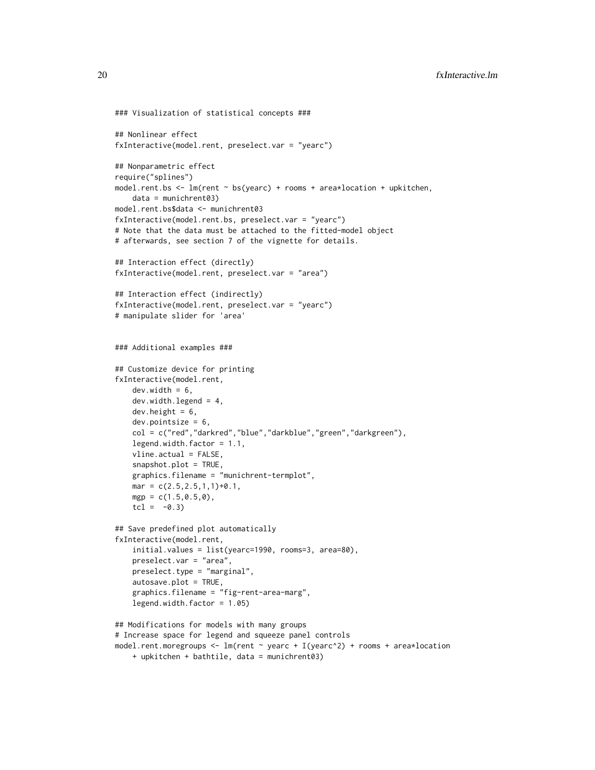```
### Visualization of statistical concepts ###

## Nonlinear effect
fxInteractive(model.rent, preselect.var = "yearc")

## Nonparametric effect
require("splines")
model.rent.bs <- lm(rent ~ bs(yearc) + rooms + area*location + upkitchen,
    data = munichrent03)
model.rent.bs$data <- munichrent03
fxInteractive(model.rent.bs, preselect.var = "yearc")
# Note that the data must be attached to the fitted-model object
# afterwards, see section 7 of the vignette for details.

## Interaction effect (directly)
fxInteractive(model.rent, preselect.var = "area")

## Interaction effect (indirectly)
fxInteractive(model.rent, preselect.var = "yearc")
# manipulate slider for 'area'


### Additional examples ###

## Customize device for printing
fxInteractive(model.rent,
    dev.width = 6,
    dev.width.legend = 4,
    dev.height = 6,
    dev.pointsize = 6,
    col = c("red","darkred","blue","darkblue","green","darkgreen"),
    legend.width.factor = 1.1,
    vline.actual = FALSE,
    snapshot.plot = TRUE,
    graphics.filename = "munichrent-termplot",
    mar = c(2.5,2.5,1,1)+0.1,
    mgp = c(1.5,0.5,0),
    tcl =  -0.3)

## Save predefined plot automatically
fxInteractive(model.rent,
    initial.values = list(yearc=1990, rooms=3, area=80),
    preselect.var = "area",
    preselect.type = "marginal",
    autosave.plot = TRUE,
    graphics.filename = "fig-rent-area-marg",
    legend.width.factor = 1.05)

## Modifications for models with many groups
# Increase space for legend and squeeze panel controls
model.rent.moregroups <- lm(rent ~ yearc + I(yearc^2) + rooms + area*location
    + upkitchen + bathtile, data = munichrent03)
```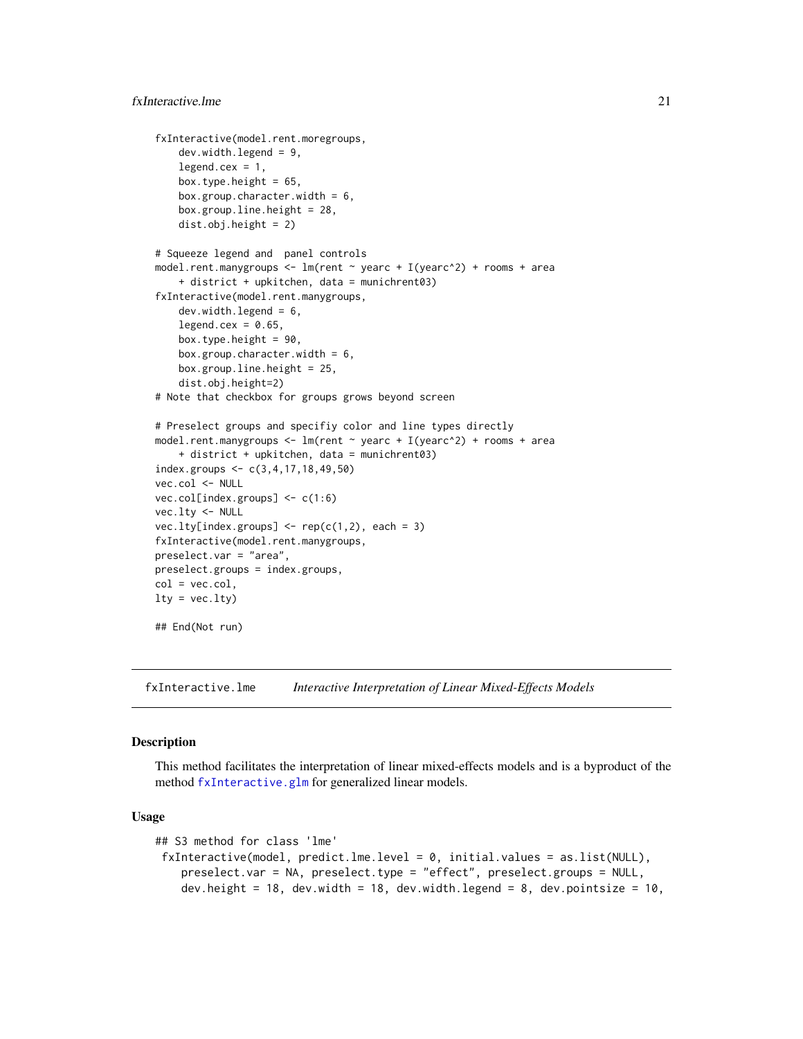```
fxInteractive(model.rent.moregroups,
    dev.width.legend = 9,
    legend.cex = 1,
    box.type.height = 65,
    box.group.character.width = 6,
    box.group.line.height = 28,
    dist.obj.height = 2)

# Squeeze legend and  panel controls
model.rent.manygroups <- lm(rent ~ yearc + I(yearc^2) + rooms + area
    + district + upkitchen, data = munichrent03)
fxInteractive(model.rent.manygroups,
    dev.width.legend = 6,
    legend.cex = 0.65,
    box.type.height = 90,
    box.group.character.width = 6,
    box.group.line.height = 25,
    dist.obj.height=2)
# Note that checkbox for groups grows beyond screen

# Preselect groups and specifiy color and line types directly
model.rent.manygroups <- lm(rent ~ yearc + I(yearc^2) + rooms + area
    + district + upkitchen, data = munichrent03)
index.groups <- c(3,4,17,18,49,50)
vec.col <- NULL
vec.col[index.groups] <- c(1:6)
vec.lty <- NULL
vec.lty[index.groups] <- rep(c(1,2), each = 3)
fxInteractive(model.rent.manygroups,
preselect.var = "area",
preselect.groups = index.groups,
col = vec.col,
lty = vec.lty)

## End(Not run)
```

## fxInteractive.lme *Interactive Interpretation of Linear Mixed-Effects Models*

### Description

This method facilitates the interpretation of linear mixed-effects models and is a byproduct of the method fxInteractive.glm for generalized linear models.

### Usage

```
## S3 method for class 'lme'
 fxInteractive(model, predict.lme.level = 0, initial.values = as.list(NULL),
    preselect.var = NA, preselect.type = "effect", preselect.groups = NULL,
    dev.height = 18, dev.width = 18, dev.width.legend = 8, dev.pointsize = 10,
```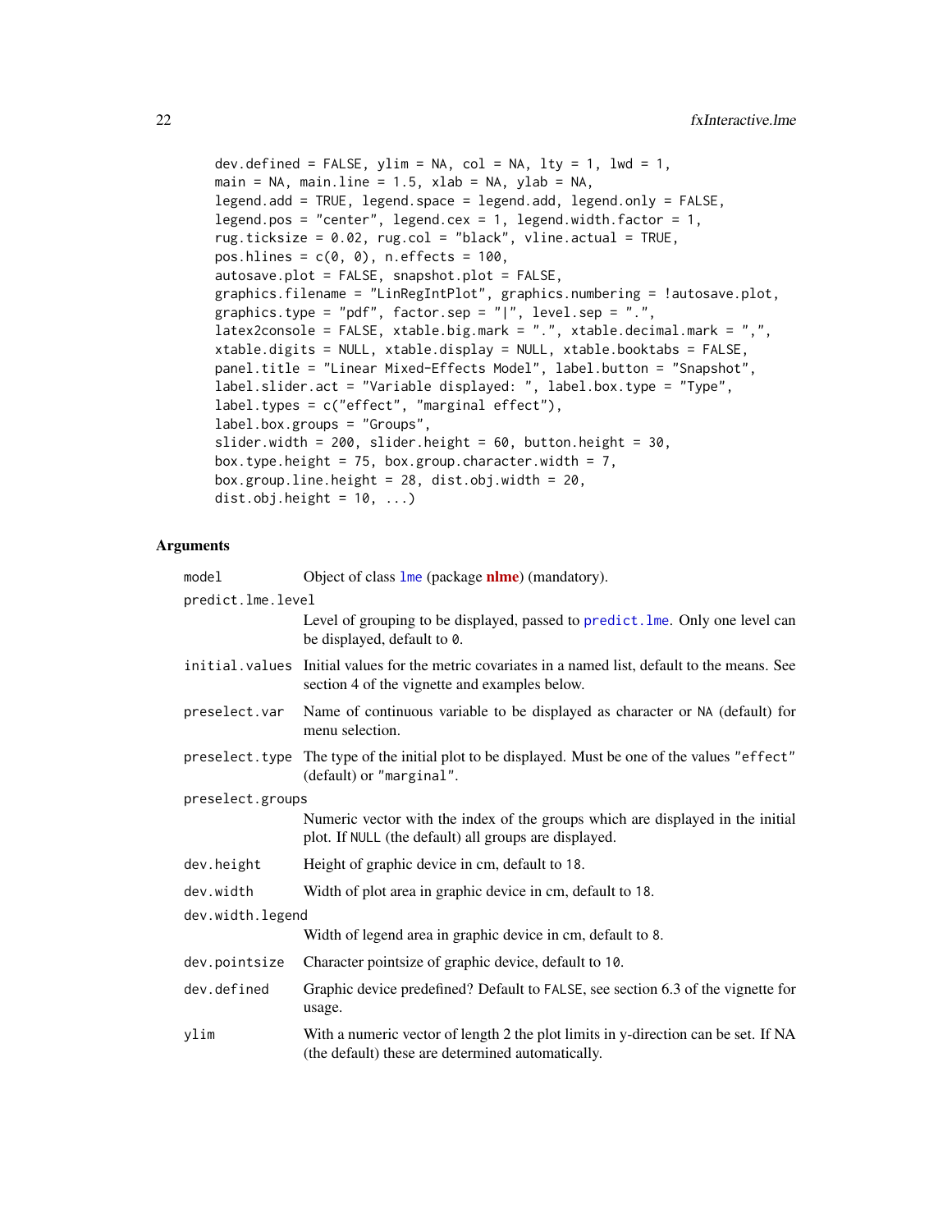```
dev.defined = FALSE, ylim = NA, col = NA, lty = 1, lwd = 1,
main = NA, main.line = 1.5, xlab = NA, ylab = NA,
legend.add = TRUE, legend.space = legend.add, legend.only = FALSE,
legend.pos = "center", legend.cex = 1, legend.width.factor = 1,
rug.ticksize = 0.02, rug.col = "black", vline.actual = TRUE,
pos.hlines = c(0, 0), n.effects = 100,
autosave.plot = FALSE, snapshot.plot = FALSE,
graphics.filename = "LinRegIntPlot", graphics.numbering = !autosave.plot,
graphics.type = "pdf", factor.sep = "|", level.sep = ".",
latex2console = FALSE, xtable.big.mark = ".", xtable.decimal.mark = ",",
xtable.digits = NULL, xtable.display = NULL, xtable.booktabs = FALSE,
panel.title = "Linear Mixed-Effects Model", label.button = "Snapshot",
label.slider.act = "Variable displayed: ", label.box.type = "Type",
label.types = c("effect", "marginal effect"),
label.box.groups = "Groups",
slider.width = 200, slider.height = 60, button.height = 30,
box.type.height = 75, box.group.character.width = 7,
box.group.line.height = 28, dist.obj.width = 20,
dist.obj.height = 10, ...)
```

## Arguments

| | |
|---|---|
| model | Object of class lme (package **nlme**) (mandatory). |
| predict.lme.level | Level of grouping to be displayed, passed to predict.lme. Only one level can be displayed, default to 0. |
| initial.values | Initial values for the metric covariates in a named list, default to the means. See section 4 of the vignette and examples below. |
| preselect.var | Name of continuous variable to be displayed as character or NA (default) for menu selection. |
| preselect.type | The type of the initial plot to be displayed. Must be one of the values "effect" (default) or "marginal". |
| preselect.groups | Numeric vector with the index of the groups which are displayed in the initial plot. If NULL (the default) all groups are displayed. |
| dev.height | Height of graphic device in cm, default to 18. |
| dev.width | Width of plot area in graphic device in cm, default to 18. |
| dev.width.legend | Width of legend area in graphic device in cm, default to 8. |
| dev.pointsize | Character pointsize of graphic device, default to 10. |
| dev.defined | Graphic device predefined? Default to FALSE, see section 6.3 of the vignette for usage. |
| ylim | With a numeric vector of length 2 the plot limits in y-direction can be set. If NA (the default) these are determined automatically. |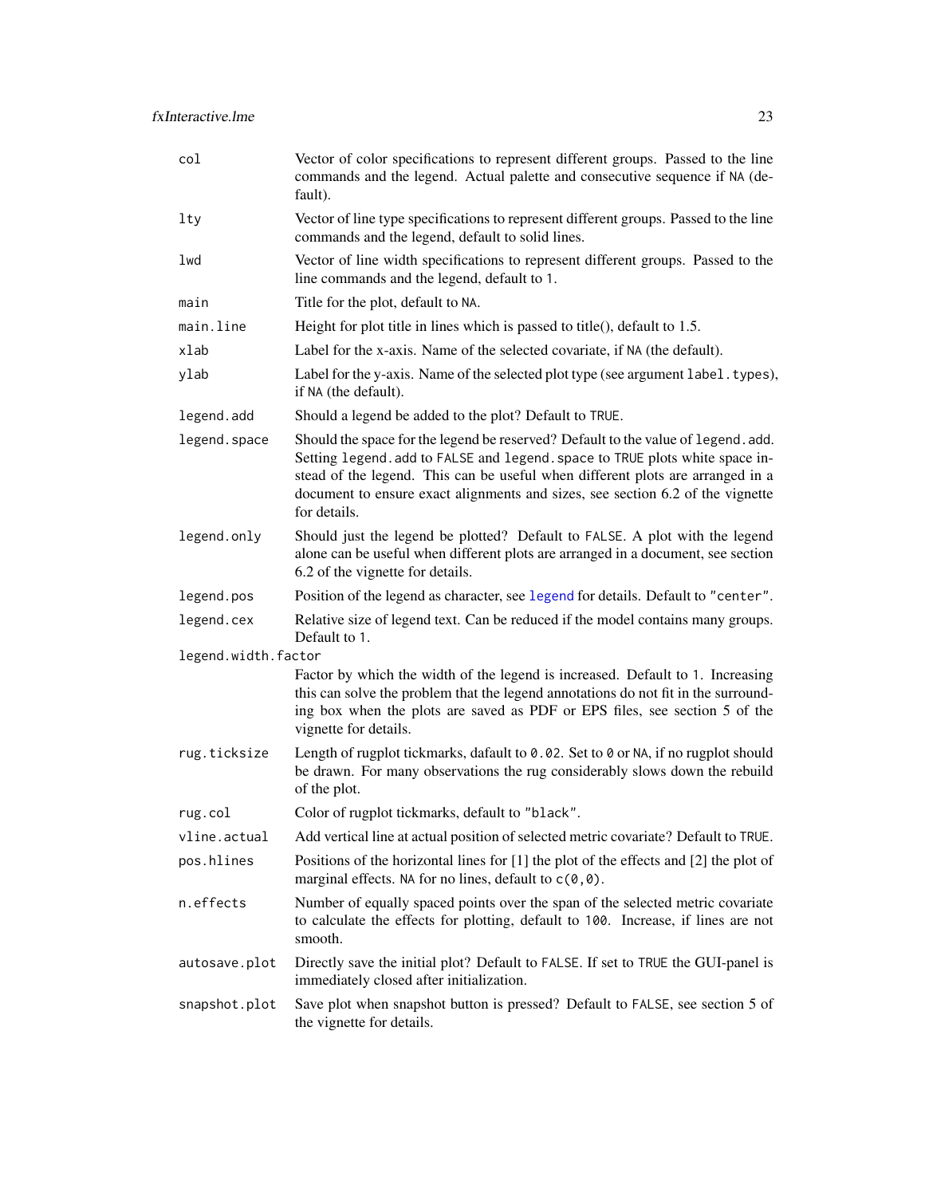| | |
|---|---|
| `col` | Vector of color specifications to represent different groups. Passed to the line commands and the legend. Actual palette and consecutive sequence if `NA` (default). |
| `lty` | Vector of line type specifications to represent different groups. Passed to the line commands and the legend, default to solid lines. |
| `lwd` | Vector of line width specifications to represent different groups. Passed to the line commands and the legend, default to `1`. |
| `main` | Title for the plot, default to `NA`. |
| `main.line` | Height for plot title in lines which is passed to title(), default to 1.5. |
| `xlab` | Label for the x-axis. Name of the selected covariate, if `NA` (the default). |
| `ylab` | Label for the y-axis. Name of the selected plot type (see argument `label.types`), if `NA` (the default). |
| `legend.add` | Should a legend be added to the plot? Default to `TRUE`. |
| `legend.space` | Should the space for the legend be reserved? Default to the value of `legend.add`. Setting `legend.add` to `FALSE` and `legend.space` to `TRUE` plots white space instead of the legend. This can be useful when different plots are arranged in a document to ensure exact alignments and sizes, see section 6.2 of the vignette for details. |
| `legend.only` | Should just the legend be plotted? Default to `FALSE`. A plot with the legend alone can be useful when different plots are arranged in a document, see section 6.2 of the vignette for details. |
| `legend.pos` | Position of the legend as character, see `legend` for details. Default to `"center"`. |
| `legend.cex` | Relative size of legend text. Can be reduced if the model contains many groups. Default to `1`. |
| `legend.width.factor` | Factor by which the width of the legend is increased. Default to `1`. Increasing this can solve the problem that the legend annotations do not fit in the surrounding box when the plots are saved as PDF or EPS files, see section 5 of the vignette for details. |
| `rug.ticksize` | Length of rugplot tickmarks, dafault to `0.02`. Set to `0` or `NA`, if no rugplot should be drawn. For many observations the rug considerably slows down the rebuild of the plot. |
| `rug.col` | Color of rugplot tickmarks, default to `"black"`. |
| `vline.actual` | Add vertical line at actual position of selected metric covariate? Default to `TRUE`. |
| `pos.hlines` | Positions of the horizontal lines for [1] the plot of the effects and [2] the plot of marginal effects. `NA` for no lines, default to `c(0,0)`. |
| `n.effects` | Number of equally spaced points over the span of the selected metric covariate to calculate the effects for plotting, default to `100`. Increase, if lines are not smooth. |
| `autosave.plot` | Directly save the initial plot? Default to `FALSE`. If set to `TRUE` the GUI-panel is immediately closed after initialization. |
| `snapshot.plot` | Save plot when snapshot button is pressed? Default to `FALSE`, see section 5 of the vignette for details. |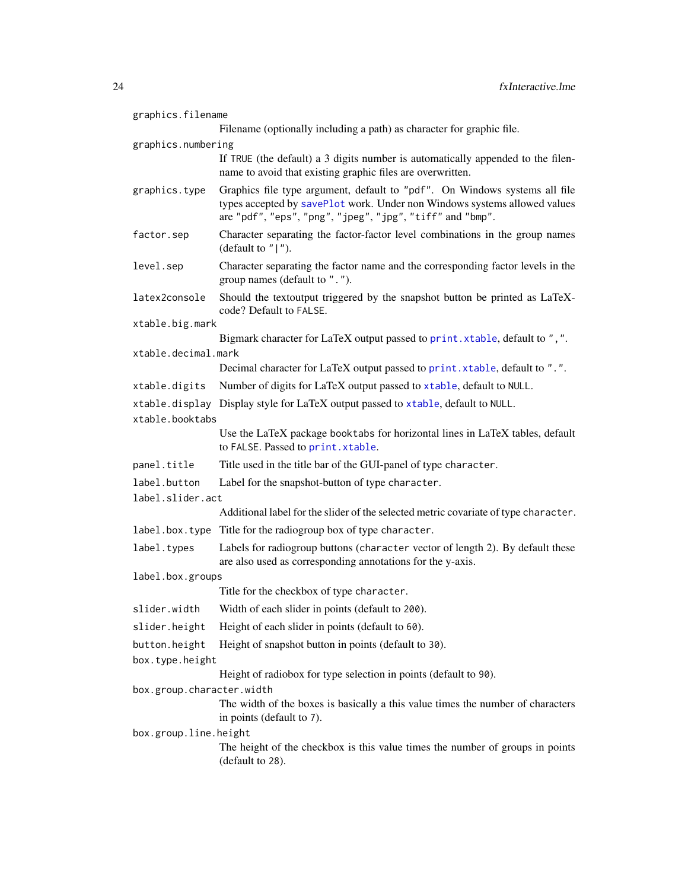`graphics.filename`
: Filename (optionally including a path) as character for graphic file.

`graphics.numbering`
: If `TRUE` (the default) a 3 digits number is automatically appended to the filename to avoid that existing graphic files are overwritten.

`graphics.type`
: Graphics file type argument, default to `"pdf"`. On Windows systems all file types accepted by `savePlot` work. Under non Windows systems allowed values are `"pdf"`, `"eps"`, `"png"`, `"jpeg"`, `"jpg"`, `"tiff"` and `"bmp"`.

`factor.sep`
: Character separating the factor-factor level combinations in the group names (default to `"|"`).

`level.sep`
: Character separating the factor name and the corresponding factor levels in the group names (default to `"."`).

`latex2console`
: Should the textoutput triggered by the snapshot button be printed as LaTeX-code? Default to `FALSE`.

`xtable.big.mark`
: Bigmark character for LaTeX output passed to `print.xtable`, default to `","`.

`xtable.decimal.mark`
: Decimal character for LaTeX output passed to `print.xtable`, default to `"."`.

`xtable.digits`
: Number of digits for LaTeX output passed to `xtable`, default to `NULL`.

`xtable.display`
: Display style for LaTeX output passed to `xtable`, default to `NULL`.

`xtable.booktabs`
: Use the LaTeX package `booktabs` for horizontal lines in LaTeX tables, default to `FALSE`. Passed to `print.xtable`.

`panel.title`
: Title used in the title bar of the GUI-panel of type `character`.

`label.button`
: Label for the snapshot-button of type `character`.

`label.slider.act`
: Additional label for the slider of the selected metric covariate of type `character`.

`label.box.type`
: Title for the radiogroup box of type `character`.

`label.types`
: Labels for radiogroup buttons (`character` vector of length 2). By default these are also used as corresponding annotations for the y-axis.

`label.box.groups`
: Title for the checkbox of type `character`.

`slider.width`
: Width of each slider in points (default to `200`).

`slider.height`
: Height of each slider in points (default to `60`).

`button.height`
: Height of snapshot button in points (default to `30`).

`box.type.height`
: Height of radiobox for type selection in points (default to `90`).

`box.group.character.width`
: The width of the boxes is basically a this value times the number of characters in points (default to `7`).

`box.group.line.height`
: The height of the checkbox is this value times the number of groups in points (default to `28`).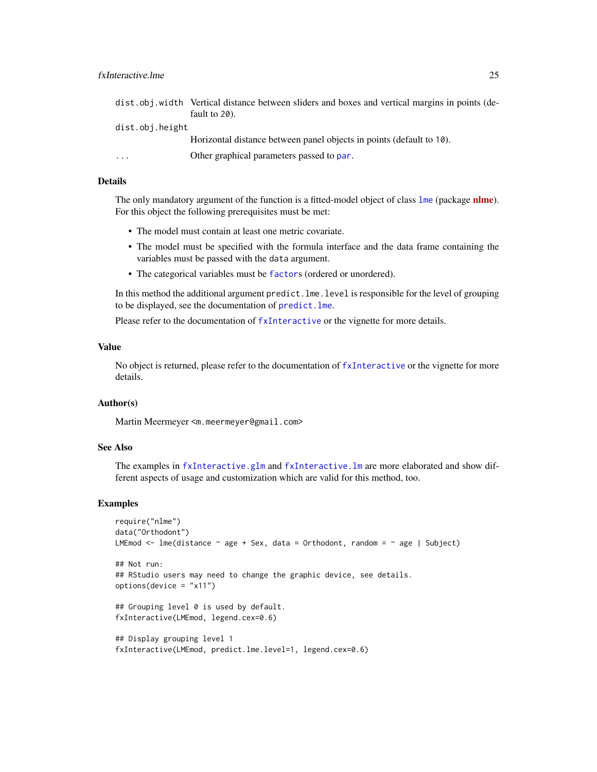dist.obj.width
: Vertical distance between sliders and boxes and vertical margins in points (default to 20).

dist.obj.height
: Horizontal distance between panel objects in points (default to 10).

...
: Other graphical parameters passed to par.

## Details

The only mandatory argument of the function is a fitted-model object of class lme (package **nlme**). For this object the following prerequisites must be met:

- The model must contain at least one metric covariate.
- The model must be specified with the formula interface and the data frame containing the variables must be passed with the data argument.
- The categorical variables must be factors (ordered or unordered).

In this method the additional argument predict.lme.level is responsible for the level of grouping to be displayed, see the documentation of predict.lme.

Please refer to the documentation of fxInteractive or the vignette for more details.

## Value

No object is returned, please refer to the documentation of fxInteractive or the vignette for more details.

## Author(s)

Martin Meermeyer <m.meermeyer@gmail.com>

## See Also

The examples in fxInteractive.glm and fxInteractive.lm are more elaborated and show different aspects of usage and customization which are valid for this method, too.

## Examples

```
require("nlme")
data("Orthodont")
LMEmod <- lme(distance ~ age + Sex, data = Orthodont, random = ~ age | Subject)

## Not run:
## RStudio users may need to change the graphic device, see details.
options(device = "x11")

## Grouping level 0 is used by default.
fxInteractive(LMEmod, legend.cex=0.6)

## Display grouping level 1
fxInteractive(LMEmod, predict.lme.level=1, legend.cex=0.6)
```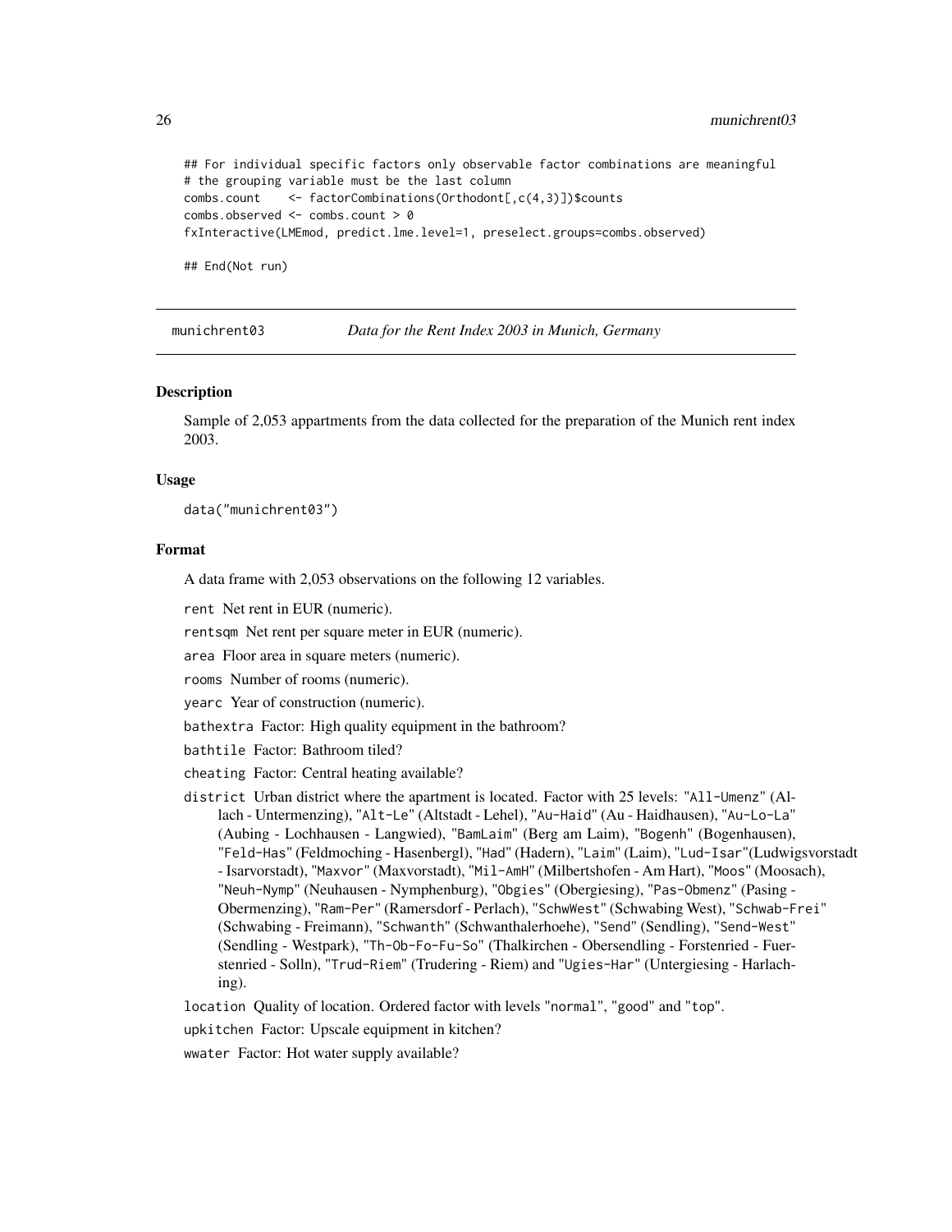```
## For individual specific factors only observable factor combinations are meaningful
# the grouping variable must be the last column
combs.count    <- factorCombinations(Orthodont[,c(4,3)])$counts
combs.observed <- combs.count > 0
fxInteractive(LMEmod, predict.lme.level=1, preselect.groups=combs.observed)

## End(Not run)
```

---

## munichrent03 — *Data for the Rent Index 2003 in Munich, Germany*

### Description

Sample of 2,053 appartments from the data collected for the preparation of the Munich rent index 2003.

### Usage

```
data("munichrent03")
```

### Format

A data frame with 2,053 observations on the following 12 variables.

- `rent` Net rent in EUR (numeric).
- `rentsqm` Net rent per square meter in EUR (numeric).
- `area` Floor area in square meters (numeric).
- `rooms` Number of rooms (numeric).
- `yearc` Year of construction (numeric).
- `bathextra` Factor: High quality equipment in the bathroom?
- `bathtile` Factor: Bathroom tiled?
- `cheating` Factor: Central heating available?
- `district` Urban district where the apartment is located. Factor with 25 levels: "`All-Umenz`" (Allach - Untermenzing), "`Alt-Le`" (Altstadt - Lehel), "`Au-Haid`" (Au - Haidhausen), "`Au-Lo-La`" (Aubing - Lochhausen - Langwied), "`BamLaim`" (Berg am Laim), "`Bogenh`" (Bogenhausen), "`Feld-Has`" (Feldmoching - Hasenbergl), "`Had`" (Hadern), "`Laim`" (Laim), "`Lud-Isar`"(Ludwigsvorstadt - Isarvorstadt), "`Maxvor`" (Maxvorstadt), "`Mil-AmH`" (Milbertshofen - Am Hart), "`Moos`" (Moosach), "`Neuh-Nymp`" (Neuhausen - Nymphenburg), "`Obgies`" (Obergiesing), "`Pas-Obmenz`" (Pasing - Obermenzing), "`Ram-Per`" (Ramersdorf - Perlach), "`SchwWest`" (Schwabing West), "`Schwab-Frei`" (Schwabing - Freimann), "`Schwanth`" (Schwanthalerhoehe), "`Send`" (Sendling), "`Send-West`" (Sendling - Westpark), "`Th-Ob-Fo-Fu-So`" (Thalkirchen - Obersendling - Forstenried - Fuerstenried - Solln), "`Trud-Riem`" (Trudering - Riem) and "`Ugies-Har`" (Untergiesing - Harlaching).
- `location` Quality of location. Ordered factor with levels "`normal`", "`good`" and "`top`".
- `upkitchen` Factor: Upscale equipment in kitchen?
- `wwater` Factor: Hot water supply available?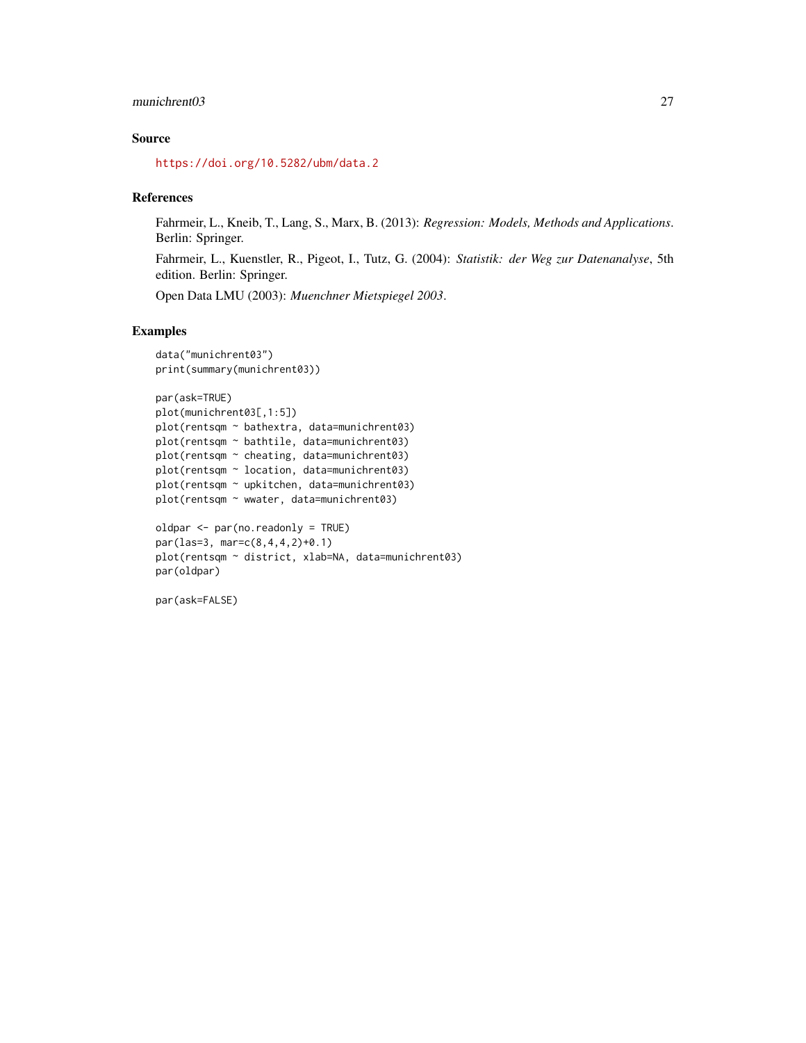## Source

https://doi.org/10.5282/ubm/data.2

## References

Fahrmeir, L., Kneib, T., Lang, S., Marx, B. (2013): *Regression: Models, Methods and Applications*. Berlin: Springer.

Fahrmeir, L., Kuenstler, R., Pigeot, I., Tutz, G. (2004): *Statistik: der Weg zur Datenanalyse*, 5th edition. Berlin: Springer.

Open Data LMU (2003): *Muenchner Mietspiegel 2003*.

## Examples

```
data("munichrent03")
print(summary(munichrent03))

par(ask=TRUE)
plot(munichrent03[,1:5])
plot(rentsqm ~ bathextra, data=munichrent03)
plot(rentsqm ~ bathtile, data=munichrent03)
plot(rentsqm ~ cheating, data=munichrent03)
plot(rentsqm ~ location, data=munichrent03)
plot(rentsqm ~ upkitchen, data=munichrent03)
plot(rentsqm ~ wwater, data=munichrent03)

oldpar <- par(no.readonly = TRUE)
par(las=3, mar=c(8,4,4,2)+0.1)
plot(rentsqm ~ district, xlab=NA, data=munichrent03)
par(oldpar)

par(ask=FALSE)
```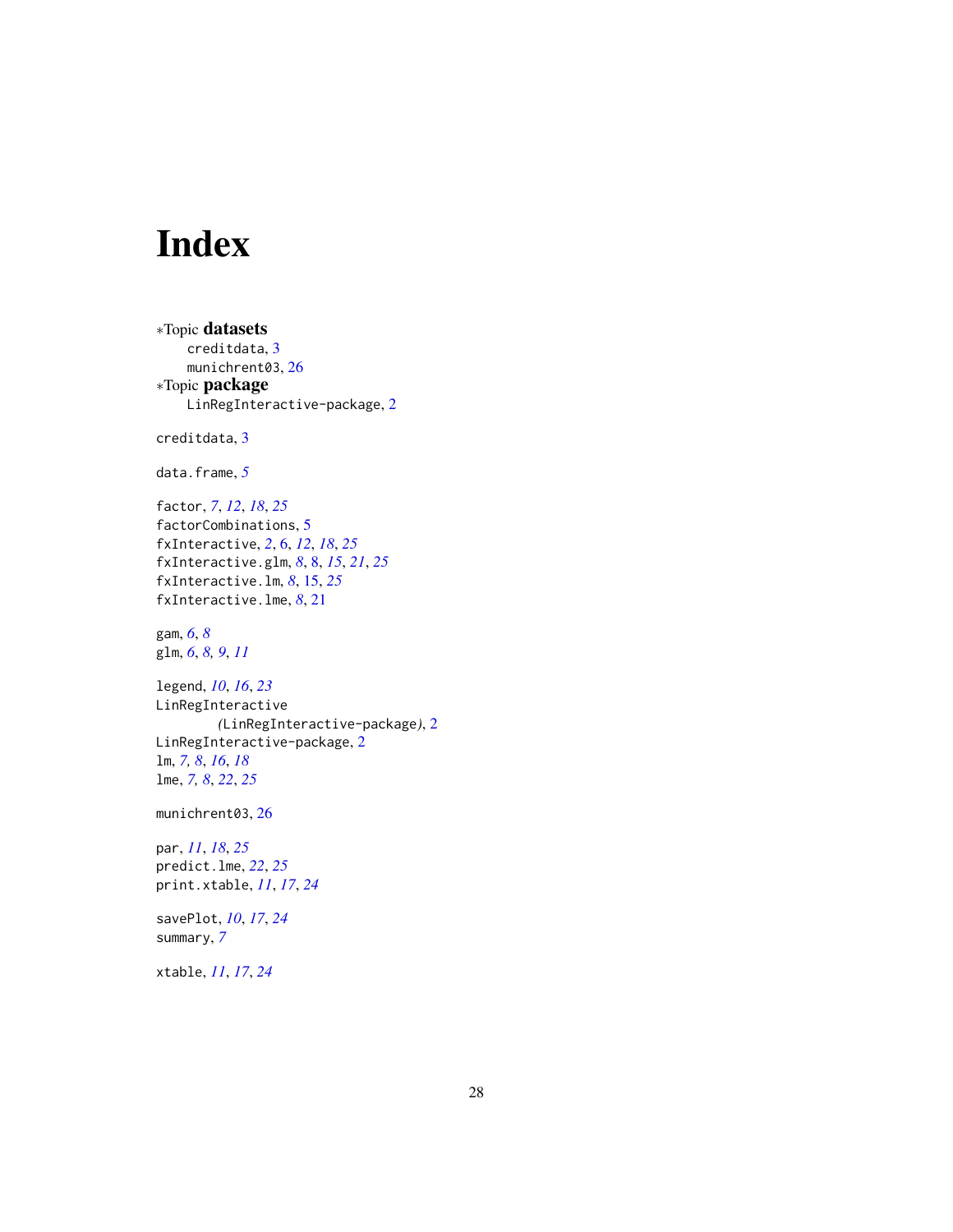# Index

∗Topic **datasets**
  creditdata, 3
  munichrent03, 26
∗Topic **package**
  LinRegInteractive-package, 2

creditdata, 3

data.frame, *5*

factor, *7*, *12*, *18*, *25*
factorCombinations, 5
fxInteractive, *2*, 6, *12*, *18*, *25*
fxInteractive.glm, *8*, 8, *15*, *21*, *25*
fxInteractive.lm, *8*, 15, *25*
fxInteractive.lme, *8*, 21

gam, *6*, *8*
glm, *6*, *8, 9*, *11*

legend, *10*, *16*, *23*
LinRegInteractive
  *(*LinRegInteractive-package*)*, 2
LinRegInteractive-package, 2
lm, *7, 8*, *16*, *18*
lme, *7, 8*, *22*, *25*

munichrent03, 26

par, *11*, *18*, *25*
predict.lme, *22*, *25*
print.xtable, *11*, *17*, *24*

savePlot, *10*, *17*, *24*
summary, *7*

xtable, *11*, *17*, *24*